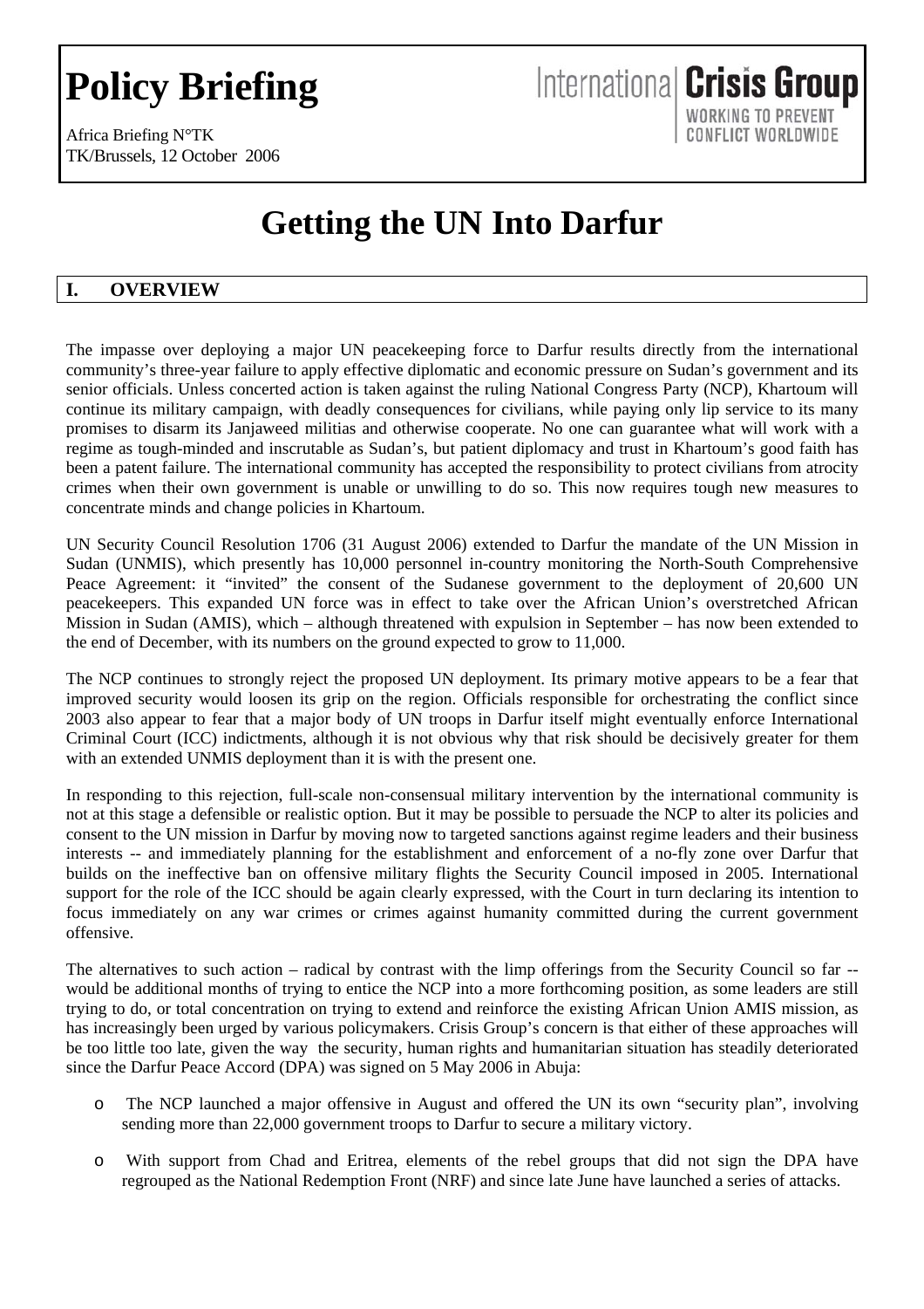# Policy Briefing

Africa Briefing N°TK
TK/Brussels, 12 October 2006

International **Crisis Group**
WORKING TO PREVENT CONFLICT WORLDWIDE

# Getting the UN Into Darfur

## I. OVERVIEW

The impasse over deploying a major UN peacekeeping force to Darfur results directly from the international community's three-year failure to apply effective diplomatic and economic pressure on Sudan's government and its senior officials. Unless concerted action is taken against the ruling National Congress Party (NCP), Khartoum will continue its military campaign, with deadly consequences for civilians, while paying only lip service to its many promises to disarm its Janjaweed militias and otherwise cooperate. No one can guarantee what will work with a regime as tough-minded and inscrutable as Sudan's, but patient diplomacy and trust in Khartoum's good faith has been a patent failure. The international community has accepted the responsibility to protect civilians from atrocity crimes when their own government is unable or unwilling to do so. This now requires tough new measures to concentrate minds and change policies in Khartoum.

UN Security Council Resolution 1706 (31 August 2006) extended to Darfur the mandate of the UN Mission in Sudan (UNMIS), which presently has 10,000 personnel in-country monitoring the North-South Comprehensive Peace Agreement: it "invited" the consent of the Sudanese government to the deployment of 20,600 UN peacekeepers. This expanded UN force was in effect to take over the African Union's overstretched African Mission in Sudan (AMIS), which – although threatened with expulsion in September – has now been extended to the end of December, with its numbers on the ground expected to grow to 11,000.

The NCP continues to strongly reject the proposed UN deployment. Its primary motive appears to be a fear that improved security would loosen its grip on the region. Officials responsible for orchestrating the conflict since 2003 also appear to fear that a major body of UN troops in Darfur itself might eventually enforce International Criminal Court (ICC) indictments, although it is not obvious why that risk should be decisively greater for them with an extended UNMIS deployment than it is with the present one.

In responding to this rejection, full-scale non-consensual military intervention by the international community is not at this stage a defensible or realistic option. But it may be possible to persuade the NCP to alter its policies and consent to the UN mission in Darfur by moving now to targeted sanctions against regime leaders and their business interests -- and immediately planning for the establishment and enforcement of a no-fly zone over Darfur that builds on the ineffective ban on offensive military flights the Security Council imposed in 2005. International support for the role of the ICC should be again clearly expressed, with the Court in turn declaring its intention to focus immediately on any war crimes or crimes against humanity committed during the current government offensive.

The alternatives to such action – radical by contrast with the limp offerings from the Security Council so far -- would be additional months of trying to entice the NCP into a more forthcoming position, as some leaders are still trying to do, or total concentration on trying to extend and reinforce the existing African Union AMIS mission, as has increasingly been urged by various policymakers. Crisis Group's concern is that either of these approaches will be too little too late, given the way the security, human rights and humanitarian situation has steadily deteriorated since the Darfur Peace Accord (DPA) was signed on 5 May 2006 in Abuja:

- The NCP launched a major offensive in August and offered the UN its own "security plan", involving sending more than 22,000 government troops to Darfur to secure a military victory.
- With support from Chad and Eritrea, elements of the rebel groups that did not sign the DPA have regrouped as the National Redemption Front (NRF) and since late June have launched a series of attacks.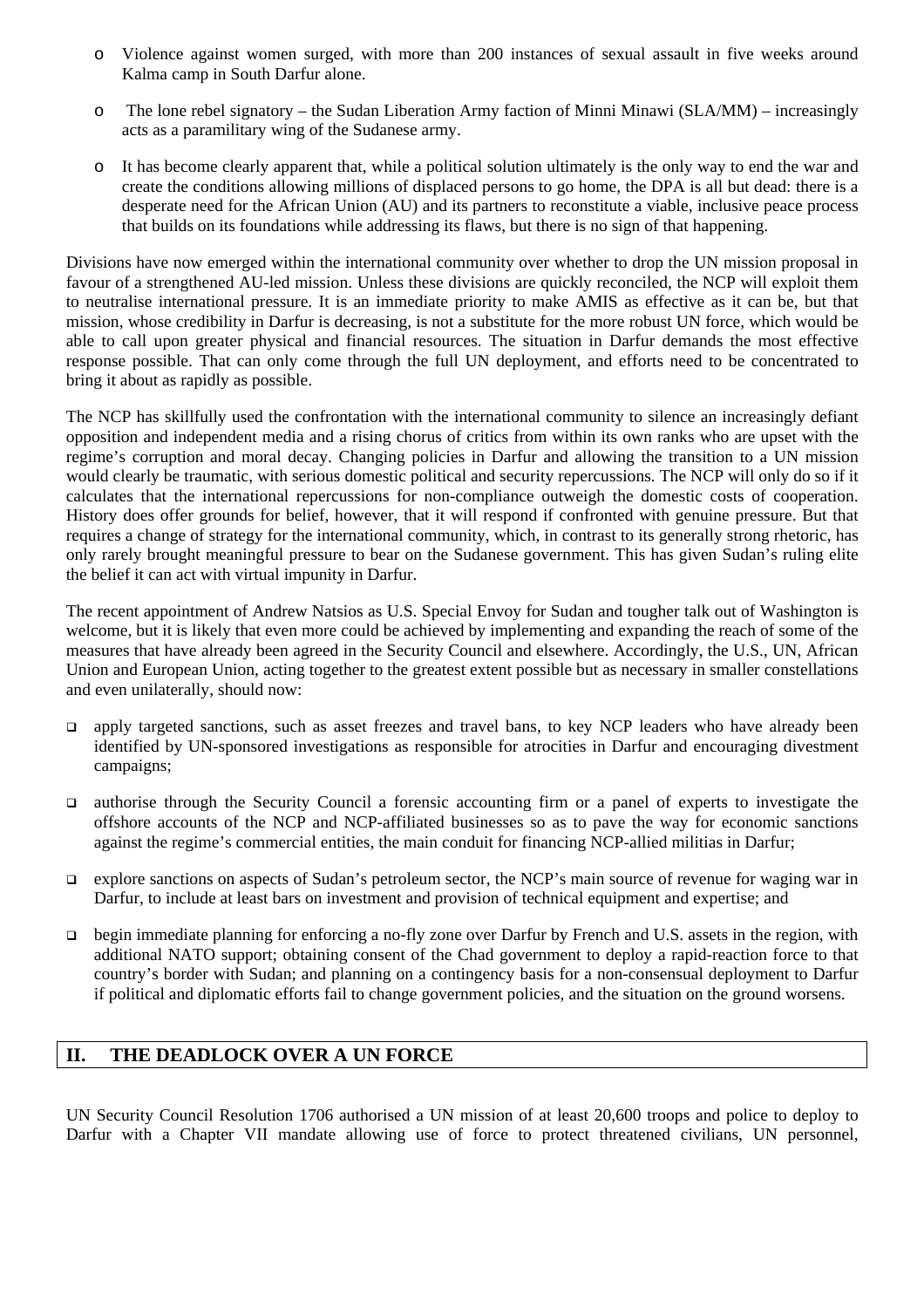- Violence against women surged, with more than 200 instances of sexual assault in five weeks around Kalma camp in South Darfur alone.
- The lone rebel signatory – the Sudan Liberation Army faction of Minni Minawi (SLA/MM) – increasingly acts as a paramilitary wing of the Sudanese army.
- It has become clearly apparent that, while a political solution ultimately is the only way to end the war and create the conditions allowing millions of displaced persons to go home, the DPA is all but dead: there is a desperate need for the African Union (AU) and its partners to reconstitute a viable, inclusive peace process that builds on its foundations while addressing its flaws, but there is no sign of that happening.

Divisions have now emerged within the international community over whether to drop the UN mission proposal in favour of a strengthened AU-led mission. Unless these divisions are quickly reconciled, the NCP will exploit them to neutralise international pressure. It is an immediate priority to make AMIS as effective as it can be, but that mission, whose credibility in Darfur is decreasing, is not a substitute for the more robust UN force, which would be able to call upon greater physical and financial resources. The situation in Darfur demands the most effective response possible. That can only come through the full UN deployment, and efforts need to be concentrated to bring it about as rapidly as possible.

The NCP has skillfully used the confrontation with the international community to silence an increasingly defiant opposition and independent media and a rising chorus of critics from within its own ranks who are upset with the regime's corruption and moral decay. Changing policies in Darfur and allowing the transition to a UN mission would clearly be traumatic, with serious domestic political and security repercussions. The NCP will only do so if it calculates that the international repercussions for non-compliance outweigh the domestic costs of cooperation. History does offer grounds for belief, however, that it will respond if confronted with genuine pressure. But that requires a change of strategy for the international community, which, in contrast to its generally strong rhetoric, has only rarely brought meaningful pressure to bear on the Sudanese government. This has given Sudan's ruling elite the belief it can act with virtual impunity in Darfur.

The recent appointment of Andrew Natsios as U.S. Special Envoy for Sudan and tougher talk out of Washington is welcome, but it is likely that even more could be achieved by implementing and expanding the reach of some of the measures that have already been agreed in the Security Council and elsewhere. Accordingly, the U.S., UN, African Union and European Union, acting together to the greatest extent possible but as necessary in smaller constellations and even unilaterally, should now:

- apply targeted sanctions, such as asset freezes and travel bans, to key NCP leaders who have already been identified by UN-sponsored investigations as responsible for atrocities in Darfur and encouraging divestment campaigns;
- authorise through the Security Council a forensic accounting firm or a panel of experts to investigate the offshore accounts of the NCP and NCP-affiliated businesses so as to pave the way for economic sanctions against the regime's commercial entities, the main conduit for financing NCP-allied militias in Darfur;
- explore sanctions on aspects of Sudan's petroleum sector, the NCP's main source of revenue for waging war in Darfur, to include at least bars on investment and provision of technical equipment and expertise; and
- begin immediate planning for enforcing a no-fly zone over Darfur by French and U.S. assets in the region, with additional NATO support; obtaining consent of the Chad government to deploy a rapid-reaction force to that country's border with Sudan; and planning on a contingency basis for a non-consensual deployment to Darfur if political and diplomatic efforts fail to change government policies, and the situation on the ground worsens.

## II. THE DEADLOCK OVER A UN FORCE

UN Security Council Resolution 1706 authorised a UN mission of at least 20,600 troops and police to deploy to Darfur with a Chapter VII mandate allowing use of force to protect threatened civilians, UN personnel,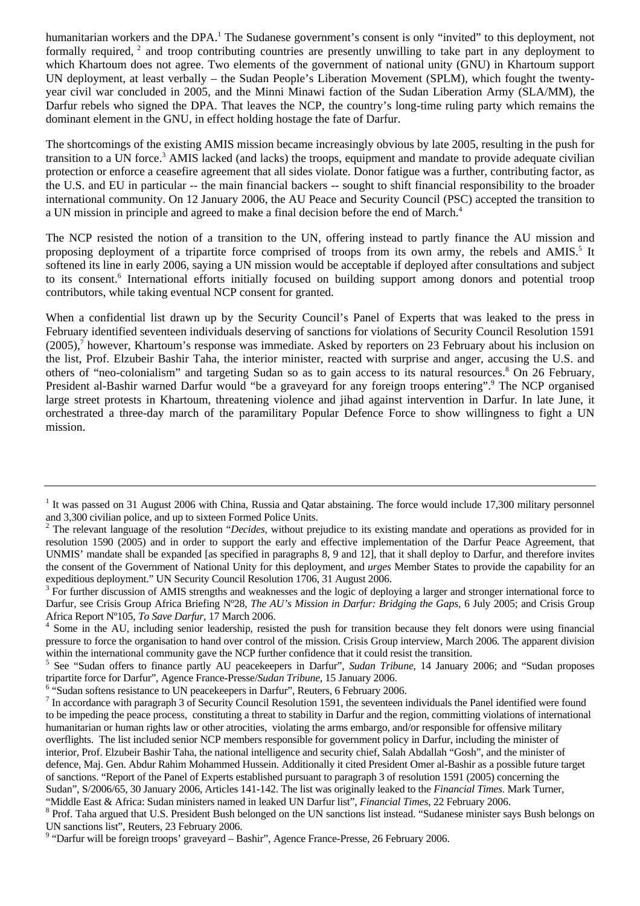humanitarian workers and the DPA.[1] The Sudanese government's consent is only "invited" to this deployment, not formally required, [2] and troop contributing countries are presently unwilling to take part in any deployment to which Khartoum does not agree. Two elements of the government of national unity (GNU) in Khartoum support UN deployment, at least verbally – the Sudan People's Liberation Movement (SPLM), which fought the twenty-year civil war concluded in 2005, and the Minni Minawi faction of the Sudan Liberation Army (SLA/MM), the Darfur rebels who signed the DPA. That leaves the NCP, the country's long-time ruling party which remains the dominant element in the GNU, in effect holding hostage the fate of Darfur.

The shortcomings of the existing AMIS mission became increasingly obvious by late 2005, resulting in the push for transition to a UN force.[3] AMIS lacked (and lacks) the troops, equipment and mandate to provide adequate civilian protection or enforce a ceasefire agreement that all sides violate. Donor fatigue was a further, contributing factor, as the U.S. and EU in particular -- the main financial backers -- sought to shift financial responsibility to the broader international community. On 12 January 2006, the AU Peace and Security Council (PSC) accepted the transition to a UN mission in principle and agreed to make a final decision before the end of March.[4]

The NCP resisted the notion of a transition to the UN, offering instead to partly finance the AU mission and proposing deployment of a tripartite force comprised of troops from its own army, the rebels and AMIS.[5] It softened its line in early 2006, saying a UN mission would be acceptable if deployed after consultations and subject to its consent.[6] International efforts initially focused on building support among donors and potential troop contributors, while taking eventual NCP consent for granted.

When a confidential list drawn up by the Security Council's Panel of Experts that was leaked to the press in February identified seventeen individuals deserving of sanctions for violations of Security Council Resolution 1591 (2005),[7] however, Khartoum's response was immediate. Asked by reporters on 23 February about his inclusion on the list, Prof. Elzubeir Bashir Taha, the interior minister, reacted with surprise and anger, accusing the U.S. and others of "neo-colonialism" and targeting Sudan so as to gain access to its natural resources.[8] On 26 February, President al-Bashir warned Darfur would "be a graveyard for any foreign troops entering".[9] The NCP organised large street protests in Khartoum, threatening violence and jihad against intervention in Darfur. In late June, it orchestrated a three-day march of the paramilitary Popular Defence Force to show willingness to fight a UN mission.

---

[1] It was passed on 31 August 2006 with China, Russia and Qatar abstaining. The force would include 17,300 military personnel and 3,300 civilian police, and up to sixteen Formed Police Units.

[2] The relevant language of the resolution "*Decides*, without prejudice to its existing mandate and operations as provided for in resolution 1590 (2005) and in order to support the early and effective implementation of the Darfur Peace Agreement, that UNMIS' mandate shall be expanded [as specified in paragraphs 8, 9 and 12], that it shall deploy to Darfur, and therefore invites the consent of the Government of National Unity for this deployment, and *urges* Member States to provide the capability for an expeditious deployment." UN Security Council Resolution 1706, 31 August 2006.

[3] For further discussion of AMIS strengths and weaknesses and the logic of deploying a larger and stronger international force to Darfur, see Crisis Group Africa Briefing Nº28, *The AU's Mission in Darfur: Bridging the Gaps*, 6 July 2005; and Crisis Group Africa Report Nº105, *To Save Darfur*, 17 March 2006.

[4] Some in the AU, including senior leadership, resisted the push for transition because they felt donors were using financial pressure to force the organisation to hand over control of the mission. Crisis Group interview, March 2006. The apparent division within the international community gave the NCP further confidence that it could resist the transition.

[5] See "Sudan offers to finance partly AU peacekeepers in Darfur", *Sudan Tribune*, 14 January 2006; and "Sudan proposes tripartite force for Darfur", Agence France-Presse/*Sudan Tribune*, 15 January 2006.

[6] "Sudan softens resistance to UN peacekeepers in Darfur", Reuters, 6 February 2006.

[7] In accordance with paragraph 3 of Security Council Resolution 1591, the seventeen individuals the Panel identified were found to be impeding the peace process, constituting a threat to stability in Darfur and the region, committing violations of international humanitarian or human rights law or other atrocities, violating the arms embargo, and/or responsible for offensive military overflights. The list included senior NCP members responsible for government policy in Darfur, including the minister of interior, Prof. Elzubeir Bashir Taha, the national intelligence and security chief, Salah Abdallah "Gosh", and the minister of defence, Maj. Gen. Abdur Rahim Mohammed Hussein. Additionally it cited President Omer al-Bashir as a possible future target of sanctions. "Report of the Panel of Experts established pursuant to paragraph 3 of resolution 1591 (2005) concerning the Sudan", S/2006/65, 30 January 2006, Articles 141-142. The list was originally leaked to the *Financial Times*. Mark Turner, "Middle East & Africa: Sudan ministers named in leaked UN Darfur list", *Financial Times*, 22 February 2006.

[8] Prof. Taha argued that U.S. President Bush belonged on the UN sanctions list instead. "Sudanese minister says Bush belongs on UN sanctions list", Reuters, 23 February 2006.

[9] "Darfur will be foreign troops' graveyard – Bashir", Agence France-Presse, 26 February 2006.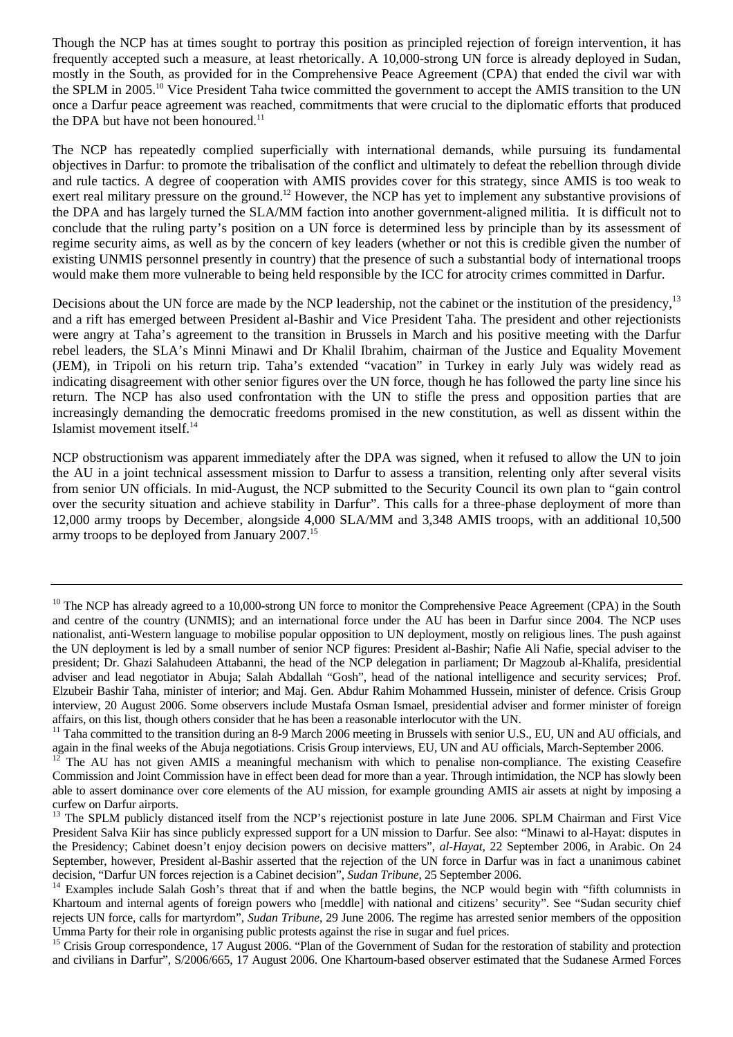Though the NCP has at times sought to portray this position as principled rejection of foreign intervention, it has frequently accepted such a measure, at least rhetorically. A 10,000-strong UN force is already deployed in Sudan, mostly in the South, as provided for in the Comprehensive Peace Agreement (CPA) that ended the civil war with the SPLM in 2005.[10] Vice President Taha twice committed the government to accept the AMIS transition to the UN once a Darfur peace agreement was reached, commitments that were crucial to the diplomatic efforts that produced the DPA but have not been honoured.[11]

The NCP has repeatedly complied superficially with international demands, while pursuing its fundamental objectives in Darfur: to promote the tribalisation of the conflict and ultimately to defeat the rebellion through divide and rule tactics. A degree of cooperation with AMIS provides cover for this strategy, since AMIS is too weak to exert real military pressure on the ground.[12] However, the NCP has yet to implement any substantive provisions of the DPA and has largely turned the SLA/MM faction into another government-aligned militia. It is difficult not to conclude that the ruling party's position on a UN force is determined less by principle than by its assessment of regime security aims, as well as by the concern of key leaders (whether or not this is credible given the number of existing UNMIS personnel presently in country) that the presence of such a substantial body of international troops would make them more vulnerable to being held responsible by the ICC for atrocity crimes committed in Darfur.

Decisions about the UN force are made by the NCP leadership, not the cabinet or the institution of the presidency,[13] and a rift has emerged between President al-Bashir and Vice President Taha. The president and other rejectionists were angry at Taha's agreement to the transition in Brussels in March and his positive meeting with the Darfur rebel leaders, the SLA's Minni Minawi and Dr Khalil Ibrahim, chairman of the Justice and Equality Movement (JEM), in Tripoli on his return trip. Taha's extended "vacation" in Turkey in early July was widely read as indicating disagreement with other senior figures over the UN force, though he has followed the party line since his return. The NCP has also used confrontation with the UN to stifle the press and opposition parties that are increasingly demanding the democratic freedoms promised in the new constitution, as well as dissent within the Islamist movement itself.[14]

NCP obstructionism was apparent immediately after the DPA was signed, when it refused to allow the UN to join the AU in a joint technical assessment mission to Darfur to assess a transition, relenting only after several visits from senior UN officials. In mid-August, the NCP submitted to the Security Council its own plan to "gain control over the security situation and achieve stability in Darfur". This calls for a three-phase deployment of more than 12,000 army troops by December, alongside 4,000 SLA/MM and 3,348 AMIS troops, with an additional 10,500 army troops to be deployed from January 2007.[15]

---

[10] The NCP has already agreed to a 10,000-strong UN force to monitor the Comprehensive Peace Agreement (CPA) in the South and centre of the country (UNMIS); and an international force under the AU has been in Darfur since 2004. The NCP uses nationalist, anti-Western language to mobilise popular opposition to UN deployment, mostly on religious lines. The push against the UN deployment is led by a small number of senior NCP figures: President al-Bashir; Nafie Ali Nafie, special adviser to the president; Dr. Ghazi Salahudeen Attabanni, the head of the NCP delegation in parliament; Dr Magzoub al-Khalifa, presidential adviser and lead negotiator in Abuja; Salah Abdallah "Gosh", head of the national intelligence and security services; Prof. Elzubeir Bashir Taha, minister of interior; and Maj. Gen. Abdur Rahim Mohammed Hussein, minister of defence. Crisis Group interview, 20 August 2006. Some observers include Mustafa Osman Ismael, presidential adviser and former minister of foreign affairs, on this list, though others consider that he has been a reasonable interlocutor with the UN.

[11] Taha committed to the transition during an 8-9 March 2006 meeting in Brussels with senior U.S., EU, UN and AU officials, and again in the final weeks of the Abuja negotiations. Crisis Group interviews, EU, UN and AU officials, March-September 2006.

[12] The AU has not given AMIS a meaningful mechanism with which to penalise non-compliance. The existing Ceasefire Commission and Joint Commission have in effect been dead for more than a year. Through intimidation, the NCP has slowly been able to assert dominance over core elements of the AU mission, for example grounding AMIS air assets at night by imposing a curfew on Darfur airports.

[13] The SPLM publicly distanced itself from the NCP's rejectionist posture in late June 2006. SPLM Chairman and First Vice President Salva Kiir has since publicly expressed support for a UN mission to Darfur. See also: "Minawi to al-Hayat: disputes in the Presidency; Cabinet doesn't enjoy decision powers on decisive matters", *al-Hayat*, 22 September 2006, in Arabic. On 24 September, however, President al-Bashir asserted that the rejection of the UN force in Darfur was in fact a unanimous cabinet decision, "Darfur UN forces rejection is a Cabinet decision", *Sudan Tribune*, 25 September 2006.

[14] Examples include Salah Gosh's threat that if and when the battle begins, the NCP would begin with "fifth columnists in Khartoum and internal agents of foreign powers who [meddle] with national and citizens' security". See "Sudan security chief rejects UN force, calls for martyrdom", *Sudan Tribune*, 29 June 2006. The regime has arrested senior members of the opposition Umma Party for their role in organising public protests against the rise in sugar and fuel prices.

[15] Crisis Group correspondence, 17 August 2006. "Plan of the Government of Sudan for the restoration of stability and protection and civilians in Darfur", S/2006/665, 17 August 2006. One Khartoum-based observer estimated that the Sudanese Armed Forces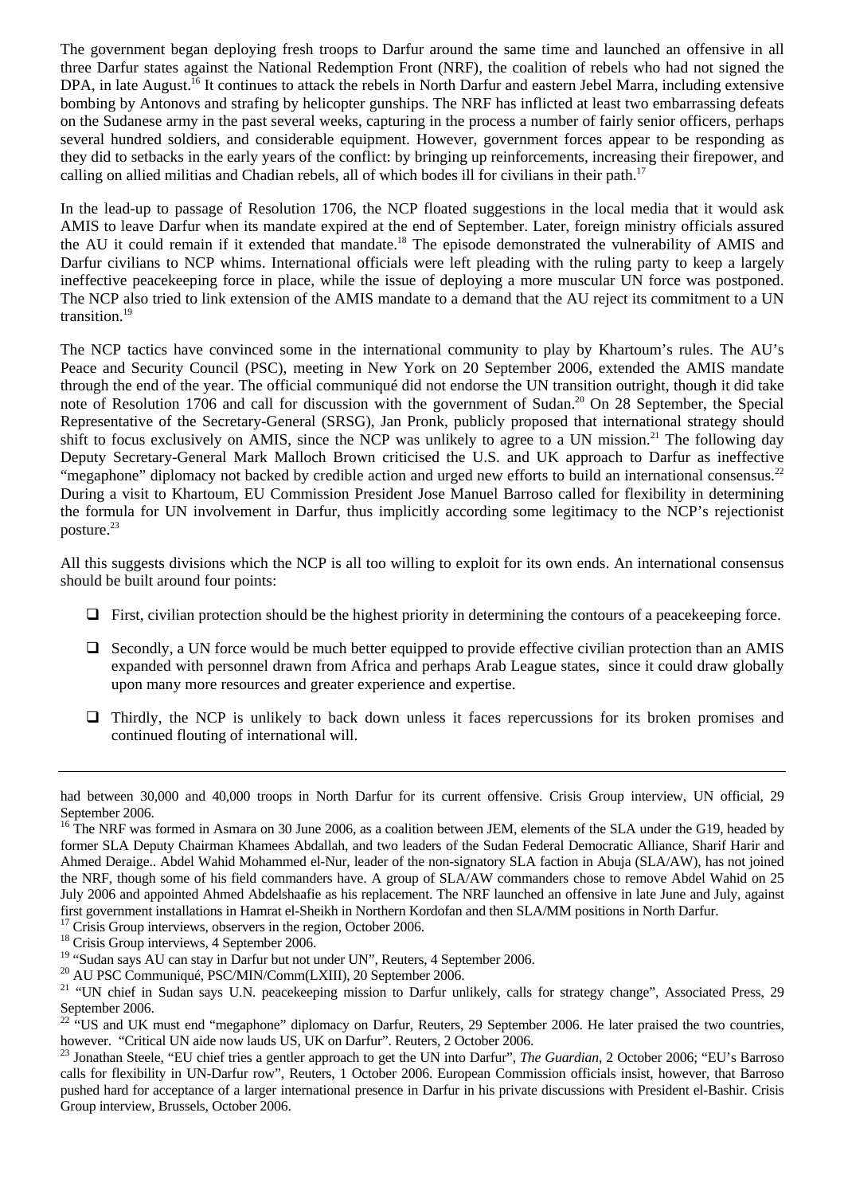The government began deploying fresh troops to Darfur around the same time and launched an offensive in all three Darfur states against the National Redemption Front (NRF), the coalition of rebels who had not signed the DPA, in late August.[16] It continues to attack the rebels in North Darfur and eastern Jebel Marra, including extensive bombing by Antonovs and strafing by helicopter gunships. The NRF has inflicted at least two embarrassing defeats on the Sudanese army in the past several weeks, capturing in the process a number of fairly senior officers, perhaps several hundred soldiers, and considerable equipment. However, government forces appear to be responding as they did to setbacks in the early years of the conflict: by bringing up reinforcements, increasing their firepower, and calling on allied militias and Chadian rebels, all of which bodes ill for civilians in their path.[17]

In the lead-up to passage of Resolution 1706, the NCP floated suggestions in the local media that it would ask AMIS to leave Darfur when its mandate expired at the end of September. Later, foreign ministry officials assured the AU it could remain if it extended that mandate.[18] The episode demonstrated the vulnerability of AMIS and Darfur civilians to NCP whims. International officials were left pleading with the ruling party to keep a largely ineffective peacekeeping force in place, while the issue of deploying a more muscular UN force was postponed. The NCP also tried to link extension of the AMIS mandate to a demand that the AU reject its commitment to a UN transition.[19]

The NCP tactics have convinced some in the international community to play by Khartoum's rules. The AU's Peace and Security Council (PSC), meeting in New York on 20 September 2006, extended the AMIS mandate through the end of the year. The official communiqué did not endorse the UN transition outright, though it did take note of Resolution 1706 and call for discussion with the government of Sudan.[20] On 28 September, the Special Representative of the Secretary-General (SRSG), Jan Pronk, publicly proposed that international strategy should shift to focus exclusively on AMIS, since the NCP was unlikely to agree to a UN mission.[21] The following day Deputy Secretary-General Mark Malloch Brown criticised the U.S. and UK approach to Darfur as ineffective "megaphone" diplomacy not backed by credible action and urged new efforts to build an international consensus.[22] During a visit to Khartoum, EU Commission President Jose Manuel Barroso called for flexibility in determining the formula for UN involvement in Darfur, thus implicitly according some legitimacy to the NCP's rejectionist posture.[23]

All this suggests divisions which the NCP is all too willing to exploit for its own ends. An international consensus should be built around four points:

- First, civilian protection should be the highest priority in determining the contours of a peacekeeping force.
- Secondly, a UN force would be much better equipped to provide effective civilian protection than an AMIS expanded with personnel drawn from Africa and perhaps Arab League states, since it could draw globally upon many more resources and greater experience and expertise.
- Thirdly, the NCP is unlikely to back down unless it faces repercussions for its broken promises and continued flouting of international will.

---

had between 30,000 and 40,000 troops in North Darfur for its current offensive. Crisis Group interview, UN official, 29 September 2006.

[16] The NRF was formed in Asmara on 30 June 2006, as a coalition between JEM, elements of the SLA under the G19, headed by former SLA Deputy Chairman Khamees Abdallah, and two leaders of the Sudan Federal Democratic Alliance, Sharif Harir and Ahmed Deraige.. Abdel Wahid Mohammed el-Nur, leader of the non-signatory SLA faction in Abuja (SLA/AW), has not joined the NRF, though some of his field commanders have. A group of SLA/AW commanders chose to remove Abdel Wahid on 25 July 2006 and appointed Ahmed Abdelshaafie as his replacement. The NRF launched an offensive in late June and July, against first government installations in Hamrat el-Sheikh in Northern Kordofan and then SLA/MM positions in North Darfur.

[17] Crisis Group interviews, observers in the region, October 2006.

[18] Crisis Group interviews, 4 September 2006.

[19] "Sudan says AU can stay in Darfur but not under UN", Reuters, 4 September 2006.

[20] AU PSC Communiqué, PSC/MIN/Comm(LXIII), 20 September 2006.

[21] "UN chief in Sudan says U.N. peacekeeping mission to Darfur unlikely, calls for strategy change", Associated Press, 29 September 2006.

[22] "US and UK must end "megaphone" diplomacy on Darfur, Reuters, 29 September 2006. He later praised the two countries, however. "Critical UN aide now lauds US, UK on Darfur". Reuters, 2 October 2006.

[23] Jonathan Steele, "EU chief tries a gentler approach to get the UN into Darfur", *The Guardian*, 2 October 2006; "EU's Barroso calls for flexibility in UN-Darfur row", Reuters, 1 October 2006. European Commission officials insist, however, that Barroso pushed hard for acceptance of a larger international presence in Darfur in his private discussions with President el-Bashir. Crisis Group interview, Brussels, October 2006.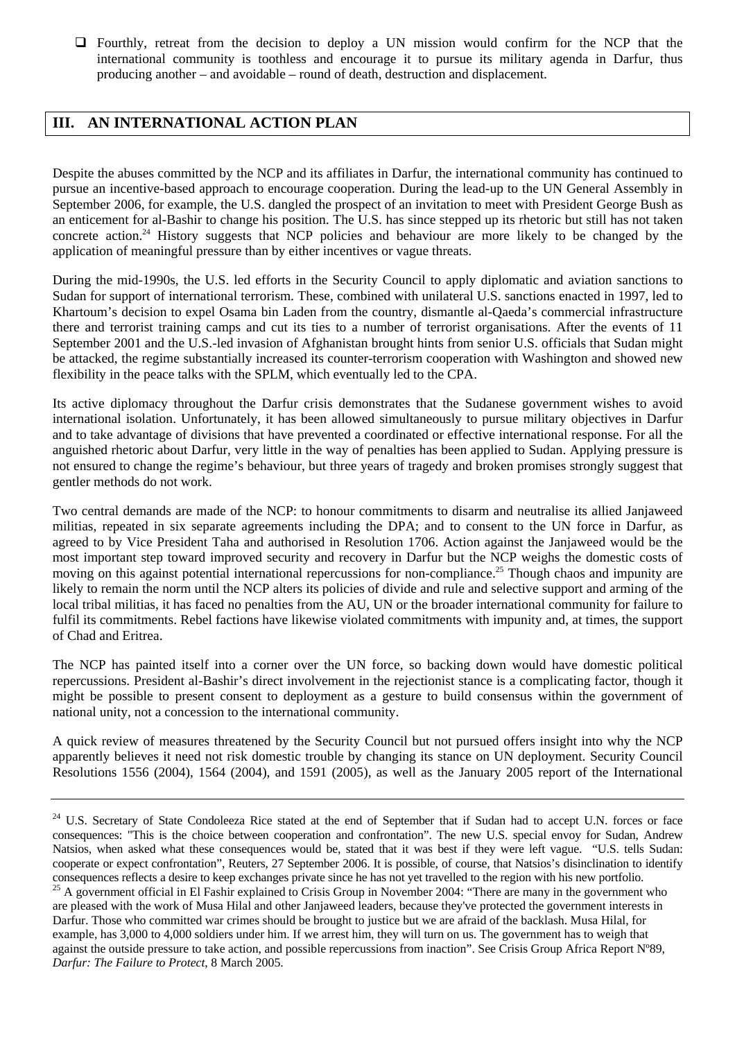- Fourthly, retreat from the decision to deploy a UN mission would confirm for the NCP that the international community is toothless and encourage it to pursue its military agenda in Darfur, thus producing another – and avoidable – round of death, destruction and displacement.

## III. AN INTERNATIONAL ACTION PLAN

Despite the abuses committed by the NCP and its affiliates in Darfur, the international community has continued to pursue an incentive-based approach to encourage cooperation. During the lead-up to the UN General Assembly in September 2006, for example, the U.S. dangled the prospect of an invitation to meet with President George Bush as an enticement for al-Bashir to change his position. The U.S. has since stepped up its rhetoric but still has not taken concrete action.[24] History suggests that NCP policies and behaviour are more likely to be changed by the application of meaningful pressure than by either incentives or vague threats.

During the mid-1990s, the U.S. led efforts in the Security Council to apply diplomatic and aviation sanctions to Sudan for support of international terrorism. These, combined with unilateral U.S. sanctions enacted in 1997, led to Khartoum's decision to expel Osama bin Laden from the country, dismantle al-Qaeda's commercial infrastructure there and terrorist training camps and cut its ties to a number of terrorist organisations. After the events of 11 September 2001 and the U.S.-led invasion of Afghanistan brought hints from senior U.S. officials that Sudan might be attacked, the regime substantially increased its counter-terrorism cooperation with Washington and showed new flexibility in the peace talks with the SPLM, which eventually led to the CPA.

Its active diplomacy throughout the Darfur crisis demonstrates that the Sudanese government wishes to avoid international isolation. Unfortunately, it has been allowed simultaneously to pursue military objectives in Darfur and to take advantage of divisions that have prevented a coordinated or effective international response. For all the anguished rhetoric about Darfur, very little in the way of penalties has been applied to Sudan. Applying pressure is not ensured to change the regime's behaviour, but three years of tragedy and broken promises strongly suggest that gentler methods do not work.

Two central demands are made of the NCP: to honour commitments to disarm and neutralise its allied Janjaweed militias, repeated in six separate agreements including the DPA; and to consent to the UN force in Darfur, as agreed to by Vice President Taha and authorised in Resolution 1706. Action against the Janjaweed would be the most important step toward improved security and recovery in Darfur but the NCP weighs the domestic costs of moving on this against potential international repercussions for non-compliance.[25] Though chaos and impunity are likely to remain the norm until the NCP alters its policies of divide and rule and selective support and arming of the local tribal militias, it has faced no penalties from the AU, UN or the broader international community for failure to fulfil its commitments. Rebel factions have likewise violated commitments with impunity and, at times, the support of Chad and Eritrea.

The NCP has painted itself into a corner over the UN force, so backing down would have domestic political repercussions. President al-Bashir's direct involvement in the rejectionist stance is a complicating factor, though it might be possible to present consent to deployment as a gesture to build consensus within the government of national unity, not a concession to the international community.

A quick review of measures threatened by the Security Council but not pursued offers insight into why the NCP apparently believes it need not risk domestic trouble by changing its stance on UN deployment. Security Council Resolutions 1556 (2004), 1564 (2004), and 1591 (2005), as well as the January 2005 report of the International

---

[24] U.S. Secretary of State Condoleeza Rice stated at the end of September that if Sudan had to accept U.N. forces or face consequences: "This is the choice between cooperation and confrontation". The new U.S. special envoy for Sudan, Andrew Natsios, when asked what these consequences would be, stated that it was best if they were left vague. "U.S. tells Sudan: cooperate or expect confrontation", Reuters, 27 September 2006. It is possible, of course, that Natsios's disinclination to identify consequences reflects a desire to keep exchanges private since he has not yet travelled to the region with his new portfolio.

[25] A government official in El Fashir explained to Crisis Group in November 2004: "There are many in the government who are pleased with the work of Musa Hilal and other Janjaweed leaders, because they've protected the government interests in Darfur. Those who committed war crimes should be brought to justice but we are afraid of the backlash. Musa Hilal, for example, has 3,000 to 4,000 soldiers under him. If we arrest him, they will turn on us. The government has to weigh that against the outside pressure to take action, and possible repercussions from inaction". See Crisis Group Africa Report Nº89, *Darfur: The Failure to Protect*, 8 March 2005.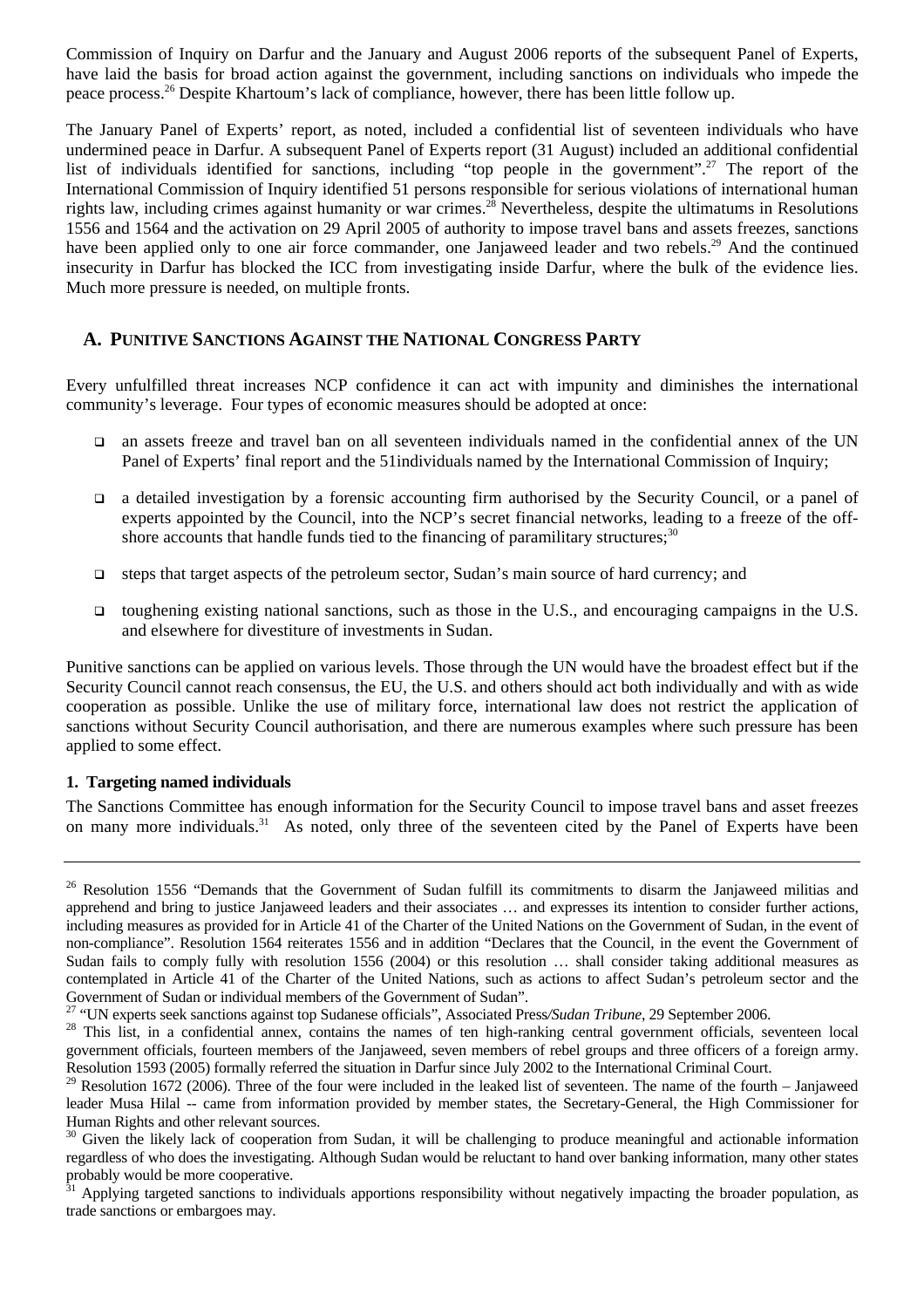Commission of Inquiry on Darfur and the January and August 2006 reports of the subsequent Panel of Experts, have laid the basis for broad action against the government, including sanctions on individuals who impede the peace process.[26] Despite Khartoum's lack of compliance, however, there has been little follow up.

The January Panel of Experts' report, as noted, included a confidential list of seventeen individuals who have undermined peace in Darfur. A subsequent Panel of Experts report (31 August) included an additional confidential list of individuals identified for sanctions, including "top people in the government".[27] The report of the International Commission of Inquiry identified 51 persons responsible for serious violations of international human rights law, including crimes against humanity or war crimes.[28] Nevertheless, despite the ultimatums in Resolutions 1556 and 1564 and the activation on 29 April 2005 of authority to impose travel bans and assets freezes, sanctions have been applied only to one air force commander, one Janjaweed leader and two rebels.[29] And the continued insecurity in Darfur has blocked the ICC from investigating inside Darfur, where the bulk of the evidence lies. Much more pressure is needed, on multiple fronts.

## A. PUNITIVE SANCTIONS AGAINST THE NATIONAL CONGRESS PARTY

Every unfulfilled threat increases NCP confidence it can act with impunity and diminishes the international community's leverage. Four types of economic measures should be adopted at once:

- an assets freeze and travel ban on all seventeen individuals named in the confidential annex of the UN Panel of Experts' final report and the 51individuals named by the International Commission of Inquiry;
- a detailed investigation by a forensic accounting firm authorised by the Security Council, or a panel of experts appointed by the Council, into the NCP's secret financial networks, leading to a freeze of the off-shore accounts that handle funds tied to the financing of paramilitary structures;[30]
- steps that target aspects of the petroleum sector, Sudan's main source of hard currency; and
- toughening existing national sanctions, such as those in the U.S., and encouraging campaigns in the U.S. and elsewhere for divestiture of investments in Sudan.

Punitive sanctions can be applied on various levels. Those through the UN would have the broadest effect but if the Security Council cannot reach consensus, the EU, the U.S. and others should act both individually and with as wide cooperation as possible. Unlike the use of military force, international law does not restrict the application of sanctions without Security Council authorisation, and there are numerous examples where such pressure has been applied to some effect.

### 1. Targeting named individuals

The Sanctions Committee has enough information for the Security Council to impose travel bans and asset freezes on many more individuals.[31] As noted, only three of the seventeen cited by the Panel of Experts have been

---

[26] Resolution 1556 "Demands that the Government of Sudan fulfill its commitments to disarm the Janjaweed militias and apprehend and bring to justice Janjaweed leaders and their associates … and expresses its intention to consider further actions, including measures as provided for in Article 41 of the Charter of the United Nations on the Government of Sudan, in the event of non-compliance". Resolution 1564 reiterates 1556 and in addition "Declares that the Council, in the event the Government of Sudan fails to comply fully with resolution 1556 (2004) or this resolution … shall consider taking additional measures as contemplated in Article 41 of the Charter of the United Nations, such as actions to affect Sudan's petroleum sector and the Government of Sudan or individual members of the Government of Sudan".

[27] "UN experts seek sanctions against top Sudanese officials", Associated Press/*Sudan Tribune*, 29 September 2006.

[28] This list, in a confidential annex, contains the names of ten high-ranking central government officials, seventeen local government officials, fourteen members of the Janjaweed, seven members of rebel groups and three officers of a foreign army. Resolution 1593 (2005) formally referred the situation in Darfur since July 2002 to the International Criminal Court.

[29] Resolution 1672 (2006). Three of the four were included in the leaked list of seventeen. The name of the fourth – Janjaweed leader Musa Hilal -- came from information provided by member states, the Secretary-General, the High Commissioner for Human Rights and other relevant sources.

[30] Given the likely lack of cooperation from Sudan, it will be challenging to produce meaningful and actionable information regardless of who does the investigating. Although Sudan would be reluctant to hand over banking information, many other states probably would be more cooperative.

[31] Applying targeted sanctions to individuals apportions responsibility without negatively impacting the broader population, as trade sanctions or embargoes may.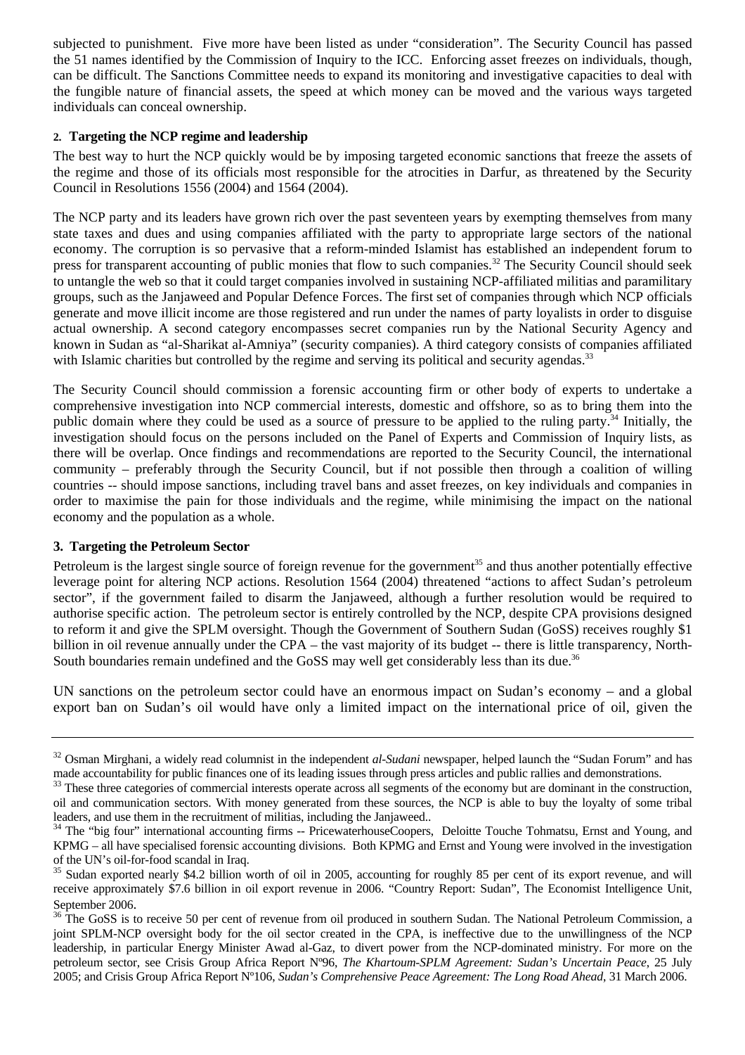subjected to punishment. Five more have been listed as under "consideration". The Security Council has passed the 51 names identified by the Commission of Inquiry to the ICC. Enforcing asset freezes on individuals, though, can be difficult. The Sanctions Committee needs to expand its monitoring and investigative capacities to deal with the fungible nature of financial assets, the speed at which money can be moved and the various ways targeted individuals can conceal ownership.

#### 2. Targeting the NCP regime and leadership

The best way to hurt the NCP quickly would be by imposing targeted economic sanctions that freeze the assets of the regime and those of its officials most responsible for the atrocities in Darfur, as threatened by the Security Council in Resolutions 1556 (2004) and 1564 (2004).

The NCP party and its leaders have grown rich over the past seventeen years by exempting themselves from many state taxes and dues and using companies affiliated with the party to appropriate large sectors of the national economy. The corruption is so pervasive that a reform-minded Islamist has established an independent forum to press for transparent accounting of public monies that flow to such companies.[32] The Security Council should seek to untangle the web so that it could target companies involved in sustaining NCP-affiliated militias and paramilitary groups, such as the Janjaweed and Popular Defence Forces. The first set of companies through which NCP officials generate and move illicit income are those registered and run under the names of party loyalists in order to disguise actual ownership. A second category encompasses secret companies run by the National Security Agency and known in Sudan as "al-Sharikat al-Amniya" (security companies). A third category consists of companies affiliated with Islamic charities but controlled by the regime and serving its political and security agendas.[33]

The Security Council should commission a forensic accounting firm or other body of experts to undertake a comprehensive investigation into NCP commercial interests, domestic and offshore, so as to bring them into the public domain where they could be used as a source of pressure to be applied to the ruling party.[34] Initially, the investigation should focus on the persons included on the Panel of Experts and Commission of Inquiry lists, as there will be overlap. Once findings and recommendations are reported to the Security Council, the international community – preferably through the Security Council, but if not possible then through a coalition of willing countries -- should impose sanctions, including travel bans and asset freezes, on key individuals and companies in order to maximise the pain for those individuals and the regime, while minimising the impact on the national economy and the population as a whole.

#### 3. Targeting the Petroleum Sector

Petroleum is the largest single source of foreign revenue for the government[35] and thus another potentially effective leverage point for altering NCP actions. Resolution 1564 (2004) threatened "actions to affect Sudan's petroleum sector", if the government failed to disarm the Janjaweed, although a further resolution would be required to authorise specific action. The petroleum sector is entirely controlled by the NCP, despite CPA provisions designed to reform it and give the SPLM oversight. Though the Government of Southern Sudan (GoSS) receives roughly $1 billion in oil revenue annually under the CPA – the vast majority of its budget -- there is little transparency, North-South boundaries remain undefined and the GoSS may well get considerably less than its due.[36]

UN sanctions on the petroleum sector could have an enormous impact on Sudan's economy – and a global export ban on Sudan's oil would have only a limited impact on the international price of oil, given the

---

[32] Osman Mirghani, a widely read columnist in the independent *al-Sudani* newspaper, helped launch the "Sudan Forum" and has made accountability for public finances one of its leading issues through press articles and public rallies and demonstrations.

[33] These three categories of commercial interests operate across all segments of the economy but are dominant in the construction, oil and communication sectors. With money generated from these sources, the NCP is able to buy the loyalty of some tribal leaders, and use them in the recruitment of militias, including the Janjaweed..

[34] The "big four" international accounting firms -- PricewaterhouseCoopers, Deloitte Touche Tohmatsu, Ernst and Young, and KPMG – all have specialised forensic accounting divisions. Both KPMG and Ernst and Young were involved in the investigation of the UN's oil-for-food scandal in Iraq.

[35] Sudan exported nearly $4.2 billion worth of oil in 2005, accounting for roughly 85 per cent of its export revenue, and will receive approximately $7.6 billion in oil export revenue in 2006. "Country Report: Sudan", The Economist Intelligence Unit, September 2006.

[36] The GoSS is to receive 50 per cent of revenue from oil produced in southern Sudan. The National Petroleum Commission, a joint SPLM-NCP oversight body for the oil sector created in the CPA, is ineffective due to the unwillingness of the NCP leadership, in particular Energy Minister Awad al-Gaz, to divert power from the NCP-dominated ministry. For more on the petroleum sector, see Crisis Group Africa Report Nº96, *The Khartoum-SPLM Agreement: Sudan's Uncertain Peace*, 25 July 2005; and Crisis Group Africa Report Nº106, *Sudan's Comprehensive Peace Agreement: The Long Road Ahead*, 31 March 2006.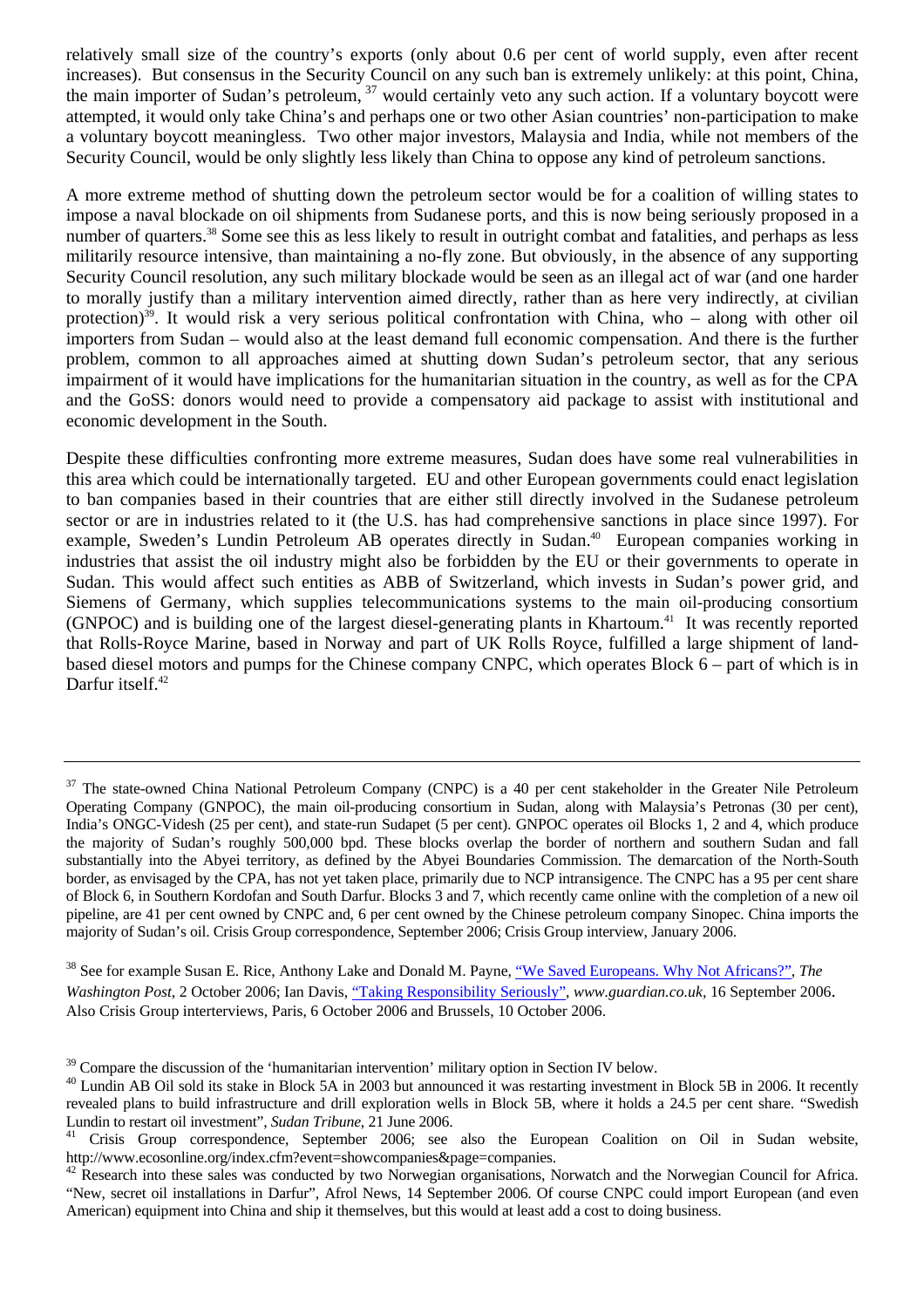relatively small size of the country's exports (only about 0.6 per cent of world supply, even after recent increases). But consensus in the Security Council on any such ban is extremely unlikely: at this point, China, the main importer of Sudan's petroleum, [37] would certainly veto any such action. If a voluntary boycott were attempted, it would only take China's and perhaps one or two other Asian countries' non-participation to make a voluntary boycott meaningless. Two other major investors, Malaysia and India, while not members of the Security Council, would be only slightly less likely than China to oppose any kind of petroleum sanctions.

A more extreme method of shutting down the petroleum sector would be for a coalition of willing states to impose a naval blockade on oil shipments from Sudanese ports, and this is now being seriously proposed in a number of quarters.[38] Some see this as less likely to result in outright combat and fatalities, and perhaps as less militarily resource intensive, than maintaining a no-fly zone. But obviously, in the absence of any supporting Security Council resolution, any such military blockade would be seen as an illegal act of war (and one harder to morally justify than a military intervention aimed directly, rather than as here very indirectly, at civilian protection)[39]. It would risk a very serious political confrontation with China, who – along with other oil importers from Sudan – would also at the least demand full economic compensation. And there is the further problem, common to all approaches aimed at shutting down Sudan's petroleum sector, that any serious impairment of it would have implications for the humanitarian situation in the country, as well as for the CPA and the GoSS: donors would need to provide a compensatory aid package to assist with institutional and economic development in the South.

Despite these difficulties confronting more extreme measures, Sudan does have some real vulnerabilities in this area which could be internationally targeted. EU and other European governments could enact legislation to ban companies based in their countries that are either still directly involved in the Sudanese petroleum sector or are in industries related to it (the U.S. has had comprehensive sanctions in place since 1997). For example, Sweden's Lundin Petroleum AB operates directly in Sudan.[40] European companies working in industries that assist the oil industry might also be forbidden by the EU or their governments to operate in Sudan. This would affect such entities as ABB of Switzerland, which invests in Sudan's power grid, and Siemens of Germany, which supplies telecommunications systems to the main oil-producing consortium (GNPOC) and is building one of the largest diesel-generating plants in Khartoum.[41] It was recently reported that Rolls-Royce Marine, based in Norway and part of UK Rolls Royce, fulfilled a large shipment of land-based diesel motors and pumps for the Chinese company CNPC, which operates Block 6 – part of which is in Darfur itself.[42]

---

[37] The state-owned China National Petroleum Company (CNPC) is a 40 per cent stakeholder in the Greater Nile Petroleum Operating Company (GNPOC), the main oil-producing consortium in Sudan, along with Malaysia's Petronas (30 per cent), India's ONGC-Videsh (25 per cent), and state-run Sudapet (5 per cent). GNPOC operates oil Blocks 1, 2 and 4, which produce the majority of Sudan's roughly 500,000 bpd. These blocks overlap the border of northern and southern Sudan and fall substantially into the Abyei territory, as defined by the Abyei Boundaries Commission. The demarcation of the North-South border, as envisaged by the CPA, has not yet taken place, primarily due to NCP intransigence. The CNPC has a 95 per cent share of Block 6, in Southern Kordofan and South Darfur. Blocks 3 and 7, which recently came online with the completion of a new oil pipeline, are 41 per cent owned by CNPC and, 6 per cent owned by the Chinese petroleum company Sinopec. China imports the majority of Sudan's oil. Crisis Group correspondence, September 2006; Crisis Group interview, January 2006.

[38] See for example Susan E. Rice, Anthony Lake and Donald M. Payne, "We Saved Europeans. Why Not Africans?", *The Washington Post*, 2 October 2006; Ian Davis, "Taking Responsibility Seriously", *www.guardian.co.uk*, 16 September 2006. Also Crisis Group interterviews, Paris, 6 October 2006 and Brussels, 10 October 2006.

[39] Compare the discussion of the 'humanitarian intervention' military option in Section IV below.

[40] Lundin AB Oil sold its stake in Block 5A in 2003 but announced it was restarting investment in Block 5B in 2006. It recently revealed plans to build infrastructure and drill exploration wells in Block 5B, where it holds a 24.5 per cent share. "Swedish Lundin to restart oil investment", *Sudan Tribune*, 21 June 2006.

[41] Crisis Group correspondence, September 2006; see also the European Coalition on Oil in Sudan website, http://www.ecosonline.org/index.cfm?event=showcompanies&page=companies.

[42] Research into these sales was conducted by two Norwegian organisations, Norwatch and the Norwegian Council for Africa. "New, secret oil installations in Darfur", Afrol News, 14 September 2006. Of course CNPC could import European (and even American) equipment into China and ship it themselves, but this would at least add a cost to doing business.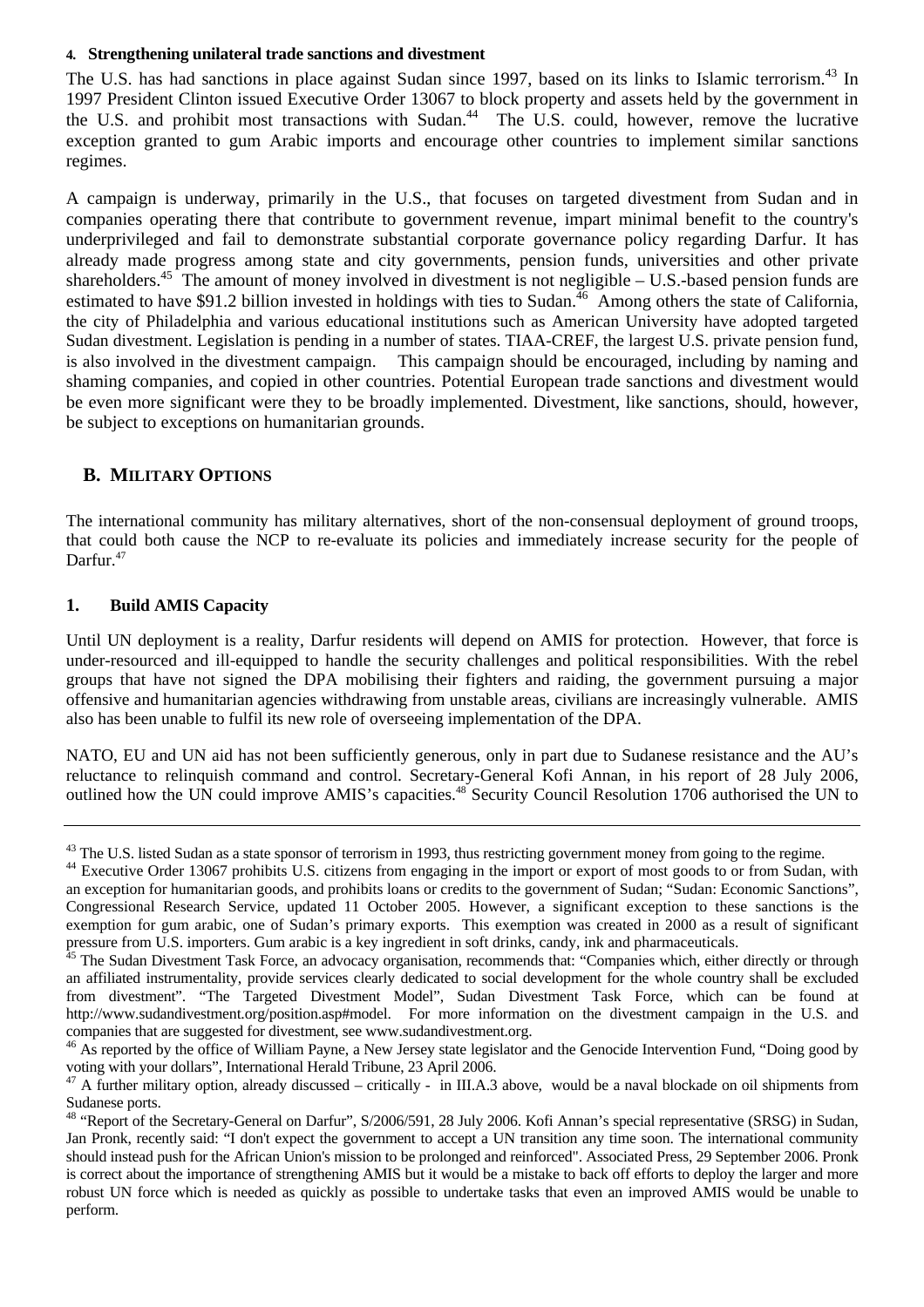#### 4. Strengthening unilateral trade sanctions and divestment

The U.S. has had sanctions in place against Sudan since 1997, based on its links to Islamic terrorism.[43] In 1997 President Clinton issued Executive Order 13067 to block property and assets held by the government in the U.S. and prohibit most transactions with Sudan.[44] The U.S. could, however, remove the lucrative exception granted to gum Arabic imports and encourage other countries to implement similar sanctions regimes.

A campaign is underway, primarily in the U.S., that focuses on targeted divestment from Sudan and in companies operating there that contribute to government revenue, impart minimal benefit to the country's underprivileged and fail to demonstrate substantial corporate governance policy regarding Darfur. It has already made progress among state and city governments, pension funds, universities and other private shareholders.[45] The amount of money involved in divestment is not negligible – U.S.-based pension funds are estimated to have $91.2 billion invested in holdings with ties to Sudan.[46] Among others the state of California, the city of Philadelphia and various educational institutions such as American University have adopted targeted Sudan divestment. Legislation is pending in a number of states. TIAA-CREF, the largest U.S. private pension fund, is also involved in the divestment campaign. This campaign should be encouraged, including by naming and shaming companies, and copied in other countries. Potential European trade sanctions and divestment would be even more significant were they to be broadly implemented. Divestment, like sanctions, should, however, be subject to exceptions on humanitarian grounds.

## B. MILITARY OPTIONS

The international community has military alternatives, short of the non-consensual deployment of ground troops, that could both cause the NCP to re-evaluate its policies and immediately increase security for the people of Darfur.[47]

### 1. Build AMIS Capacity

Until UN deployment is a reality, Darfur residents will depend on AMIS for protection. However, that force is under-resourced and ill-equipped to handle the security challenges and political responsibilities. With the rebel groups that have not signed the DPA mobilising their fighters and raiding, the government pursuing a major offensive and humanitarian agencies withdrawing from unstable areas, civilians are increasingly vulnerable. AMIS also has been unable to fulfil its new role of overseeing implementation of the DPA.

NATO, EU and UN aid has not been sufficiently generous, only in part due to Sudanese resistance and the AU's reluctance to relinquish command and control. Secretary-General Kofi Annan, in his report of 28 July 2006, outlined how the UN could improve AMIS's capacities.[48] Security Council Resolution 1706 authorised the UN to

---

[43] The U.S. listed Sudan as a state sponsor of terrorism in 1993, thus restricting government money from going to the regime.

[44] Executive Order 13067 prohibits U.S. citizens from engaging in the import or export of most goods to or from Sudan, with an exception for humanitarian goods, and prohibits loans or credits to the government of Sudan; "Sudan: Economic Sanctions", Congressional Research Service, updated 11 October 2005. However, a significant exception to these sanctions is the exemption for gum arabic, one of Sudan's primary exports. This exemption was created in 2000 as a result of significant pressure from U.S. importers. Gum arabic is a key ingredient in soft drinks, candy, ink and pharmaceuticals.

[45] The Sudan Divestment Task Force, an advocacy organisation, recommends that: "Companies which, either directly or through an affiliated instrumentality, provide services clearly dedicated to social development for the whole country shall be excluded from divestment". "The Targeted Divestment Model", Sudan Divestment Task Force, which can be found at http://www.sudandivestment.org/position.asp#model. For more information on the divestment campaign in the U.S. and companies that are suggested for divestment, see www.sudandivestment.org.

[46] As reported by the office of William Payne, a New Jersey state legislator and the Genocide Intervention Fund, "Doing good by voting with your dollars", International Herald Tribune, 23 April 2006.

[47] A further military option, already discussed – critically - in III.A.3 above, would be a naval blockade on oil shipments from Sudanese ports.

[48] "Report of the Secretary-General on Darfur", S/2006/591, 28 July 2006. Kofi Annan's special representative (SRSG) in Sudan, Jan Pronk, recently said: "I don't expect the government to accept a UN transition any time soon. The international community should instead push for the African Union's mission to be prolonged and reinforced". Associated Press, 29 September 2006. Pronk is correct about the importance of strengthening AMIS but it would be a mistake to back off efforts to deploy the larger and more robust UN force which is needed as quickly as possible to undertake tasks that even an improved AMIS would be unable to perform.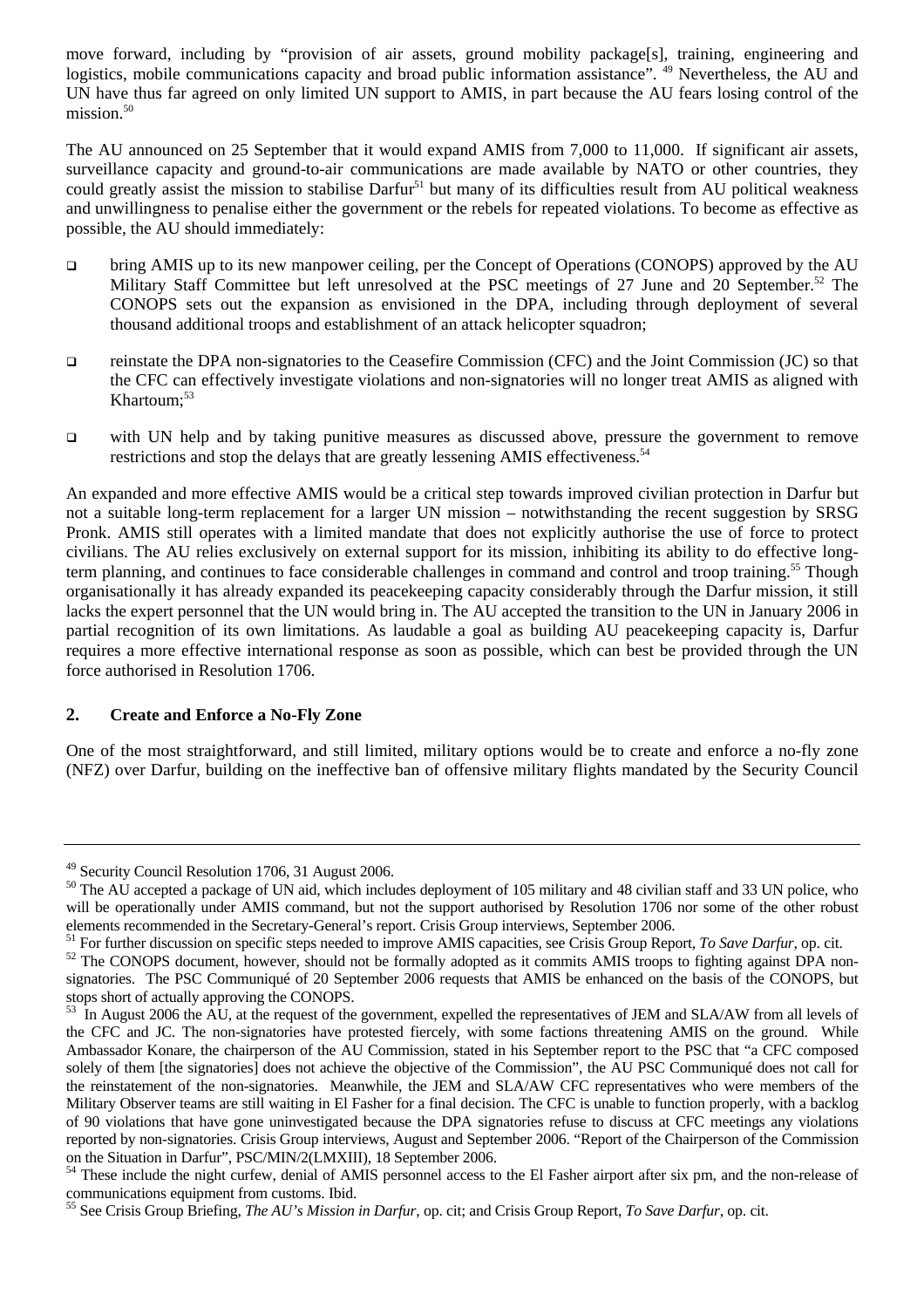move forward, including by "provision of air assets, ground mobility package[s], training, engineering and logistics, mobile communications capacity and broad public information assistance". [49] Nevertheless, the AU and UN have thus far agreed on only limited UN support to AMIS, in part because the AU fears losing control of the mission.[50]

The AU announced on 25 September that it would expand AMIS from 7,000 to 11,000. If significant air assets, surveillance capacity and ground-to-air communications are made available by NATO or other countries, they could greatly assist the mission to stabilise Darfur[51] but many of its difficulties result from AU political weakness and unwillingness to penalise either the government or the rebels for repeated violations. To become as effective as possible, the AU should immediately:

- bring AMIS up to its new manpower ceiling, per the Concept of Operations (CONOPS) approved by the AU Military Staff Committee but left unresolved at the PSC meetings of 27 June and 20 September.[52] The CONOPS sets out the expansion as envisioned in the DPA, including through deployment of several thousand additional troops and establishment of an attack helicopter squadron;
- reinstate the DPA non-signatories to the Ceasefire Commission (CFC) and the Joint Commission (JC) so that the CFC can effectively investigate violations and non-signatories will no longer treat AMIS as aligned with Khartoum;[53]
- with UN help and by taking punitive measures as discussed above, pressure the government to remove restrictions and stop the delays that are greatly lessening AMIS effectiveness.[54]

An expanded and more effective AMIS would be a critical step towards improved civilian protection in Darfur but not a suitable long-term replacement for a larger UN mission – notwithstanding the recent suggestion by SRSG Pronk. AMIS still operates with a limited mandate that does not explicitly authorise the use of force to protect civilians. The AU relies exclusively on external support for its mission, inhibiting its ability to do effective long-term planning, and continues to face considerable challenges in command and control and troop training.[55] Though organisationally it has already expanded its peacekeeping capacity considerably through the Darfur mission, it still lacks the expert personnel that the UN would bring in. The AU accepted the transition to the UN in January 2006 in partial recognition of its own limitations. As laudable a goal as building AU peacekeeping capacity is, Darfur requires a more effective international response as soon as possible, which can best be provided through the UN force authorised in Resolution 1706.

## 2. Create and Enforce a No-Fly Zone

One of the most straightforward, and still limited, military options would be to create and enforce a no-fly zone (NFZ) over Darfur, building on the ineffective ban of offensive military flights mandated by the Security Council

---

[49] Security Council Resolution 1706, 31 August 2006.

[50] The AU accepted a package of UN aid, which includes deployment of 105 military and 48 civilian staff and 33 UN police, who will be operationally under AMIS command, but not the support authorised by Resolution 1706 nor some of the other robust elements recommended in the Secretary-General's report. Crisis Group interviews, September 2006.

[51] For further discussion on specific steps needed to improve AMIS capacities, see Crisis Group Report, *To Save Darfur*, op. cit.

[52] The CONOPS document, however, should not be formally adopted as it commits AMIS troops to fighting against DPA non-signatories. The PSC Communiqué of 20 September 2006 requests that AMIS be enhanced on the basis of the CONOPS, but stops short of actually approving the CONOPS.

[53] In August 2006 the AU, at the request of the government, expelled the representatives of JEM and SLA/AW from all levels of the CFC and JC. The non-signatories have protested fiercely, with some factions threatening AMIS on the ground. While Ambassador Konare, the chairperson of the AU Commission, stated in his September report to the PSC that "a CFC composed solely of them [the signatories] does not achieve the objective of the Commission", the AU PSC Communiqué does not call for the reinstatement of the non-signatories. Meanwhile, the JEM and SLA/AW CFC representatives who were members of the Military Observer teams are still waiting in El Fasher for a final decision. The CFC is unable to function properly, with a backlog of 90 violations that have gone uninvestigated because the DPA signatories refuse to discuss at CFC meetings any violations reported by non-signatories. Crisis Group interviews, August and September 2006. "Report of the Chairperson of the Commission on the Situation in Darfur", PSC/MIN/2(LMXIII), 18 September 2006.

[54] These include the night curfew, denial of AMIS personnel access to the El Fasher airport after six pm, and the non-release of communications equipment from customs. Ibid.

[55] See Crisis Group Briefing, *The AU's Mission in Darfur*, op. cit; and Crisis Group Report, *To Save Darfur*, op. cit.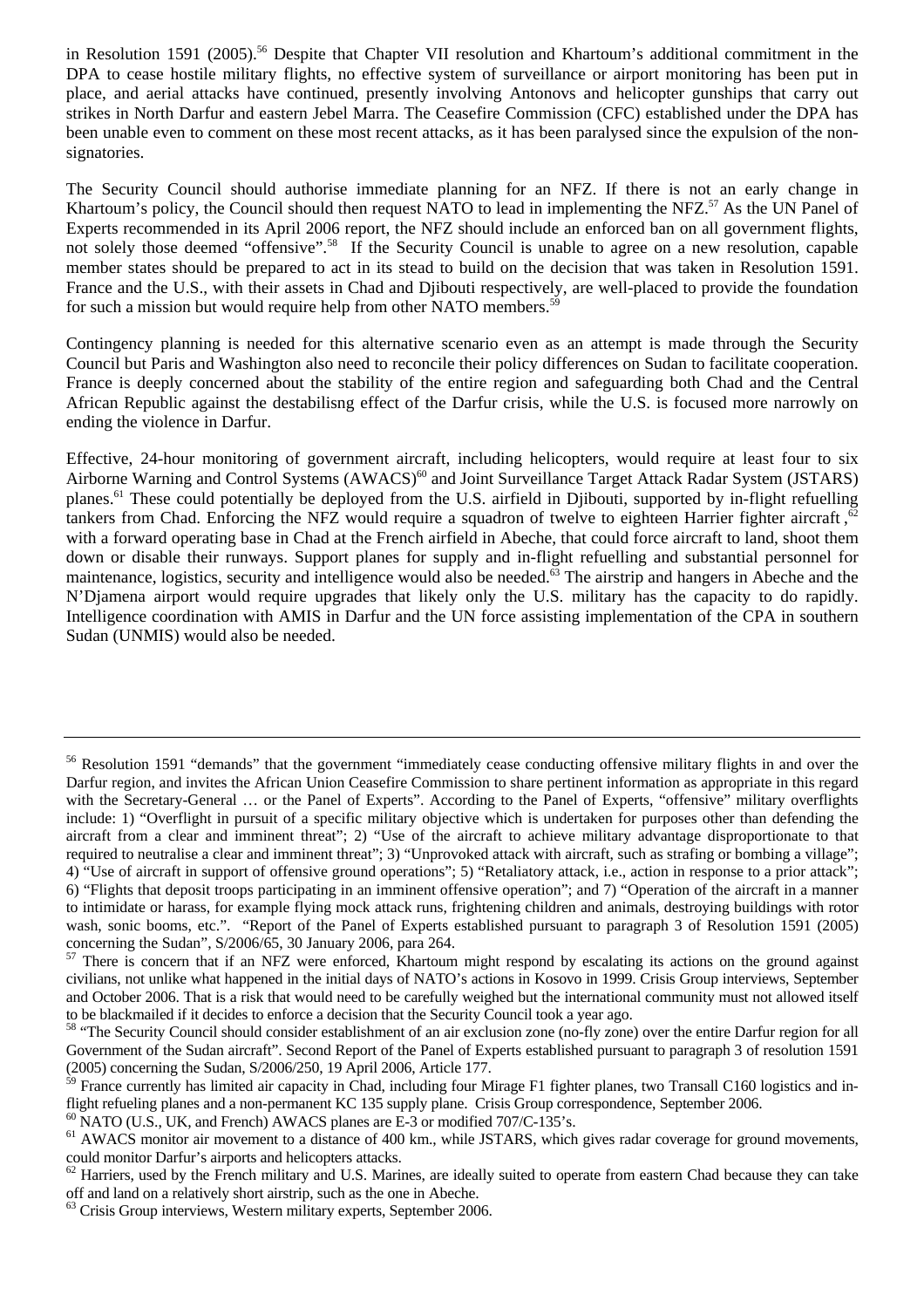in Resolution 1591 (2005).[56] Despite that Chapter VII resolution and Khartoum's additional commitment in the DPA to cease hostile military flights, no effective system of surveillance or airport monitoring has been put in place, and aerial attacks have continued, presently involving Antonovs and helicopter gunships that carry out strikes in North Darfur and eastern Jebel Marra. The Ceasefire Commission (CFC) established under the DPA has been unable even to comment on these most recent attacks, as it has been paralysed since the expulsion of the non-signatories.

The Security Council should authorise immediate planning for an NFZ. If there is not an early change in Khartoum's policy, the Council should then request NATO to lead in implementing the NFZ.[57] As the UN Panel of Experts recommended in its April 2006 report, the NFZ should include an enforced ban on all government flights, not solely those deemed "offensive".[58] If the Security Council is unable to agree on a new resolution, capable member states should be prepared to act in its stead to build on the decision that was taken in Resolution 1591. France and the U.S., with their assets in Chad and Djibouti respectively, are well-placed to provide the foundation for such a mission but would require help from other NATO members.[59]

Contingency planning is needed for this alternative scenario even as an attempt is made through the Security Council but Paris and Washington also need to reconcile their policy differences on Sudan to facilitate cooperation. France is deeply concerned about the stability of the entire region and safeguarding both Chad and the Central African Republic against the destabilisng effect of the Darfur crisis, while the U.S. is focused more narrowly on ending the violence in Darfur.

Effective, 24-hour monitoring of government aircraft, including helicopters, would require at least four to six Airborne Warning and Control Systems (AWACS)[60] and Joint Surveillance Target Attack Radar System (JSTARS) planes.[61] These could potentially be deployed from the U.S. airfield in Djibouti, supported by in-flight refuelling tankers from Chad. Enforcing the NFZ would require a squadron of twelve to eighteen Harrier fighter aircraft ,[62] with a forward operating base in Chad at the French airfield in Abeche, that could force aircraft to land, shoot them down or disable their runways. Support planes for supply and in-flight refuelling and substantial personnel for maintenance, logistics, security and intelligence would also be needed.[63] The airstrip and hangers in Abeche and the N'Djamena airport would require upgrades that likely only the U.S. military has the capacity to do rapidly. Intelligence coordination with AMIS in Darfur and the UN force assisting implementation of the CPA in southern Sudan (UNMIS) would also be needed.

---

[56] Resolution 1591 "demands" that the government "immediately cease conducting offensive military flights in and over the Darfur region, and invites the African Union Ceasefire Commission to share pertinent information as appropriate in this regard with the Secretary-General … or the Panel of Experts". According to the Panel of Experts, "offensive" military overflights include: 1) "Overflight in pursuit of a specific military objective which is undertaken for purposes other than defending the aircraft from a clear and imminent threat"; 2) "Use of the aircraft to achieve military advantage disproportionate to that required to neutralise a clear and imminent threat"; 3) "Unprovoked attack with aircraft, such as strafing or bombing a village"; 4) "Use of aircraft in support of offensive ground operations"; 5) "Retaliatory attack, i.e., action in response to a prior attack"; 6) "Flights that deposit troops participating in an imminent offensive operation"; and 7) "Operation of the aircraft in a manner to intimidate or harass, for example flying mock attack runs, frightening children and animals, destroying buildings with rotor wash, sonic booms, etc.". "Report of the Panel of Experts established pursuant to paragraph 3 of Resolution 1591 (2005) concerning the Sudan", S/2006/65, 30 January 2006, para 264.

[57] There is concern that if an NFZ were enforced, Khartoum might respond by escalating its actions on the ground against civilians, not unlike what happened in the initial days of NATO's actions in Kosovo in 1999. Crisis Group interviews, September and October 2006. That is a risk that would need to be carefully weighed but the international community must not allowed itself to be blackmailed if it decides to enforce a decision that the Security Council took a year ago.

[58] "The Security Council should consider establishment of an air exclusion zone (no-fly zone) over the entire Darfur region for all Government of the Sudan aircraft". Second Report of the Panel of Experts established pursuant to paragraph 3 of resolution 1591 (2005) concerning the Sudan, S/2006/250, 19 April 2006, Article 177.

[59] France currently has limited air capacity in Chad, including four Mirage F1 fighter planes, two Transall C160 logistics and in-flight refueling planes and a non-permanent KC 135 supply plane. Crisis Group correspondence, September 2006.

[60] NATO (U.S., UK, and French) AWACS planes are E-3 or modified 707/C-135's.

[61] AWACS monitor air movement to a distance of 400 km., while JSTARS, which gives radar coverage for ground movements, could monitor Darfur's airports and helicopters attacks.

[62] Harriers, used by the French military and U.S. Marines, are ideally suited to operate from eastern Chad because they can take off and land on a relatively short airstrip, such as the one in Abeche.

[63] Crisis Group interviews, Western military experts, September 2006.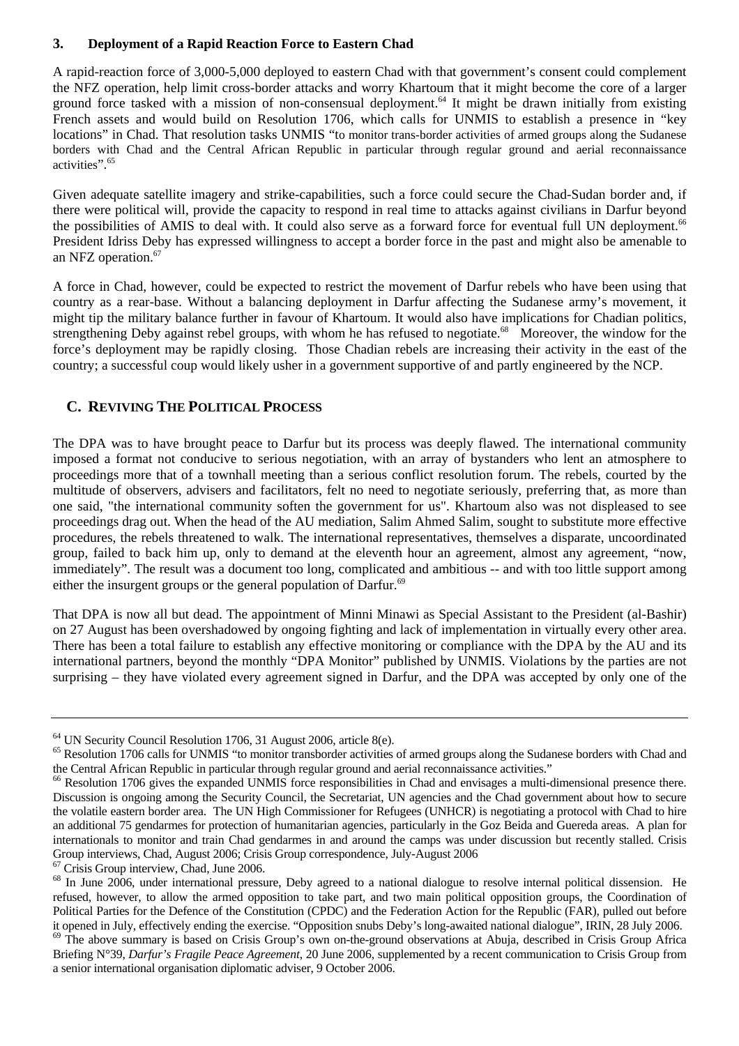### 3. Deployment of a Rapid Reaction Force to Eastern Chad

A rapid-reaction force of 3,000-5,000 deployed to eastern Chad with that government's consent could complement the NFZ operation, help limit cross-border attacks and worry Khartoum that it might become the core of a larger ground force tasked with a mission of non-consensual deployment.[64] It might be drawn initially from existing French assets and would build on Resolution 1706, which calls for UNMIS to establish a presence in "key locations" in Chad. That resolution tasks UNMIS "to monitor trans-border activities of armed groups along the Sudanese borders with Chad and the Central African Republic in particular through regular ground and aerial reconnaissance activities".[65]

Given adequate satellite imagery and strike-capabilities, such a force could secure the Chad-Sudan border and, if there were political will, provide the capacity to respond in real time to attacks against civilians in Darfur beyond the possibilities of AMIS to deal with. It could also serve as a forward force for eventual full UN deployment.[66] President Idriss Deby has expressed willingness to accept a border force in the past and might also be amenable to an NFZ operation.[67]

A force in Chad, however, could be expected to restrict the movement of Darfur rebels who have been using that country as a rear-base. Without a balancing deployment in Darfur affecting the Sudanese army's movement, it might tip the military balance further in favour of Khartoum. It would also have implications for Chadian politics, strengthening Deby against rebel groups, with whom he has refused to negotiate.[68] Moreover, the window for the force's deployment may be rapidly closing. Those Chadian rebels are increasing their activity in the east of the country; a successful coup would likely usher in a government supportive of and partly engineered by the NCP.

## C. Reviving The Political Process

The DPA was to have brought peace to Darfur but its process was deeply flawed. The international community imposed a format not conducive to serious negotiation, with an array of bystanders who lent an atmosphere to proceedings more that of a townhall meeting than a serious conflict resolution forum. The rebels, courted by the multitude of observers, advisers and facilitators, felt no need to negotiate seriously, preferring that, as more than one said, "the international community soften the government for us". Khartoum also was not displeased to see proceedings drag out. When the head of the AU mediation, Salim Ahmed Salim, sought to substitute more effective procedures, the rebels threatened to walk. The international representatives, themselves a disparate, uncoordinated group, failed to back him up, only to demand at the eleventh hour an agreement, almost any agreement, "now, immediately". The result was a document too long, complicated and ambitious -- and with too little support among either the insurgent groups or the general population of Darfur.[69]

That DPA is now all but dead. The appointment of Minni Minawi as Special Assistant to the President (al-Bashir) on 27 August has been overshadowed by ongoing fighting and lack of implementation in virtually every other area. There has been a total failure to establish any effective monitoring or compliance with the DPA by the AU and its international partners, beyond the monthly "DPA Monitor" published by UNMIS. Violations by the parties are not surprising – they have violated every agreement signed in Darfur, and the DPA was accepted by only one of the

---

[64] UN Security Council Resolution 1706, 31 August 2006, article 8(e).

[65] Resolution 1706 calls for UNMIS "to monitor transborder activities of armed groups along the Sudanese borders with Chad and the Central African Republic in particular through regular ground and aerial reconnaissance activities."

[66] Resolution 1706 gives the expanded UNMIS force responsibilities in Chad and envisages a multi-dimensional presence there. Discussion is ongoing among the Security Council, the Secretariat, UN agencies and the Chad government about how to secure the volatile eastern border area. The UN High Commissioner for Refugees (UNHCR) is negotiating a protocol with Chad to hire an additional 75 gendarmes for protection of humanitarian agencies, particularly in the Goz Beida and Guereda areas. A plan for internationals to monitor and train Chad gendarmes in and around the camps was under discussion but recently stalled. Crisis Group interviews, Chad, August 2006; Crisis Group correspondence, July-August 2006

[67] Crisis Group interview, Chad, June 2006.

[68] In June 2006, under international pressure, Deby agreed to a national dialogue to resolve internal political dissension. He refused, however, to allow the armed opposition to take part, and two main political opposition groups, the Coordination of Political Parties for the Defence of the Constitution (CPDC) and the Federation Action for the Republic (FAR), pulled out before it opened in July, effectively ending the exercise. "Opposition snubs Deby's long-awaited national dialogue", IRIN, 28 July 2006.

[69] The above summary is based on Crisis Group's own on-the-ground observations at Abuja, described in Crisis Group Africa Briefing N°39, *Darfur's Fragile Peace Agreement*, 20 June 2006, supplemented by a recent communication to Crisis Group from a senior international organisation diplomatic adviser, 9 October 2006.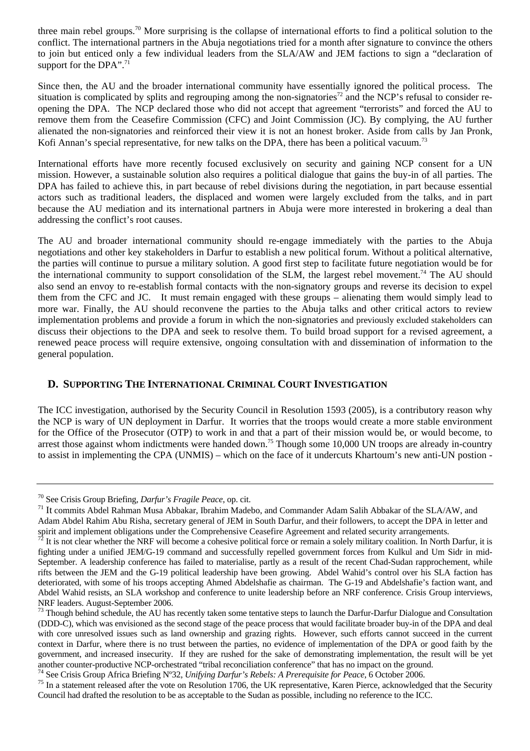three main rebel groups.[70] More surprising is the collapse of international efforts to find a political solution to the conflict. The international partners in the Abuja negotiations tried for a month after signature to convince the others to join but enticed only a few individual leaders from the SLA/AW and JEM factions to sign a "declaration of support for the DPA".[71]

Since then, the AU and the broader international community have essentially ignored the political process. The situation is complicated by splits and regrouping among the non-signatories[72] and the NCP's refusal to consider re-opening the DPA. The NCP declared those who did not accept that agreement "terrorists" and forced the AU to remove them from the Ceasefire Commission (CFC) and Joint Commission (JC). By complying, the AU further alienated the non-signatories and reinforced their view it is not an honest broker. Aside from calls by Jan Pronk, Kofi Annan's special representative, for new talks on the DPA, there has been a political vacuum.[73]

International efforts have more recently focused exclusively on security and gaining NCP consent for a UN mission. However, a sustainable solution also requires a political dialogue that gains the buy-in of all parties. The DPA has failed to achieve this, in part because of rebel divisions during the negotiation, in part because essential actors such as traditional leaders, the displaced and women were largely excluded from the talks, and in part because the AU mediation and its international partners in Abuja were more interested in brokering a deal than addressing the conflict's root causes.

The AU and broader international community should re-engage immediately with the parties to the Abuja negotiations and other key stakeholders in Darfur to establish a new political forum. Without a political alternative, the parties will continue to pursue a military solution. A good first step to facilitate future negotiation would be for the international community to support consolidation of the SLM, the largest rebel movement.[74] The AU should also send an envoy to re-establish formal contacts with the non-signatory groups and reverse its decision to expel them from the CFC and JC. It must remain engaged with these groups – alienating them would simply lead to more war. Finally, the AU should reconvene the parties to the Abuja talks and other critical actors to review implementation problems and provide a forum in which the non-signatories and previously excluded stakeholders can discuss their objections to the DPA and seek to resolve them. To build broad support for a revised agreement, a renewed peace process will require extensive, ongoing consultation with and dissemination of information to the general population.

## D. Supporting The International Criminal Court Investigation

The ICC investigation, authorised by the Security Council in Resolution 1593 (2005), is a contributory reason why the NCP is wary of UN deployment in Darfur. It worries that the troops would create a more stable environment for the Office of the Prosecutor (OTP) to work in and that a part of their mission would be, or would become, to arrest those against whom indictments were handed down.[75] Though some 10,000 UN troops are already in-country to assist in implementing the CPA (UNMIS) – which on the face of it undercuts Khartoum's new anti-UN postion -

---

[70] See Crisis Group Briefing, *Darfur's Fragile Peace*, op. cit.

[71] It commits Abdel Rahman Musa Abbakar, Ibrahim Madebo, and Commander Adam Salih Abbakar of the SLA/AW, and Adam Abdel Rahim Abu Risha, secretary general of JEM in South Darfur, and their followers, to accept the DPA in letter and spirit and implement obligations under the Comprehensive Ceasefire Agreement and related security arrangements.

[72] It is not clear whether the NRF will become a cohesive political force or remain a solely military coalition. In North Darfur, it is fighting under a unified JEM/G-19 command and successfully repelled government forces from Kulkul and Um Sidr in mid-September. A leadership conference has failed to materialise, partly as a result of the recent Chad-Sudan rapprochement, while rifts between the JEM and the G-19 political leadership have been growing. Abdel Wahid's control over his SLA faction has deteriorated, with some of his troops accepting Ahmed Abdelshafie as chairman. The G-19 and Abdelshafie's faction want, and Abdel Wahid resists, an SLA workshop and conference to unite leadership before an NRF conference. Crisis Group interviews, NRF leaders. August-September 2006.

[73] Though behind schedule, the AU has recently taken some tentative steps to launch the Darfur-Darfur Dialogue and Consultation (DDD-C), which was envisioned as the second stage of the peace process that would facilitate broader buy-in of the DPA and deal with core unresolved issues such as land ownership and grazing rights. However, such efforts cannot succeed in the current context in Darfur, where there is no trust between the parties, no evidence of implementation of the DPA or good faith by the government, and increased insecurity. If they are rushed for the sake of demonstrating implementation, the result will be yet another counter-productive NCP-orchestrated "tribal reconciliation conference" that has no impact on the ground.

[74] See Crisis Group Africa Briefing Nº32, *Unifying Darfur's Rebels: A Prerequisite for Peace*, 6 October 2006.

[75] In a statement released after the vote on Resolution 1706, the UK representative, Karen Pierce, acknowledged that the Security Council had drafted the resolution to be as acceptable to the Sudan as possible, including no reference to the ICC.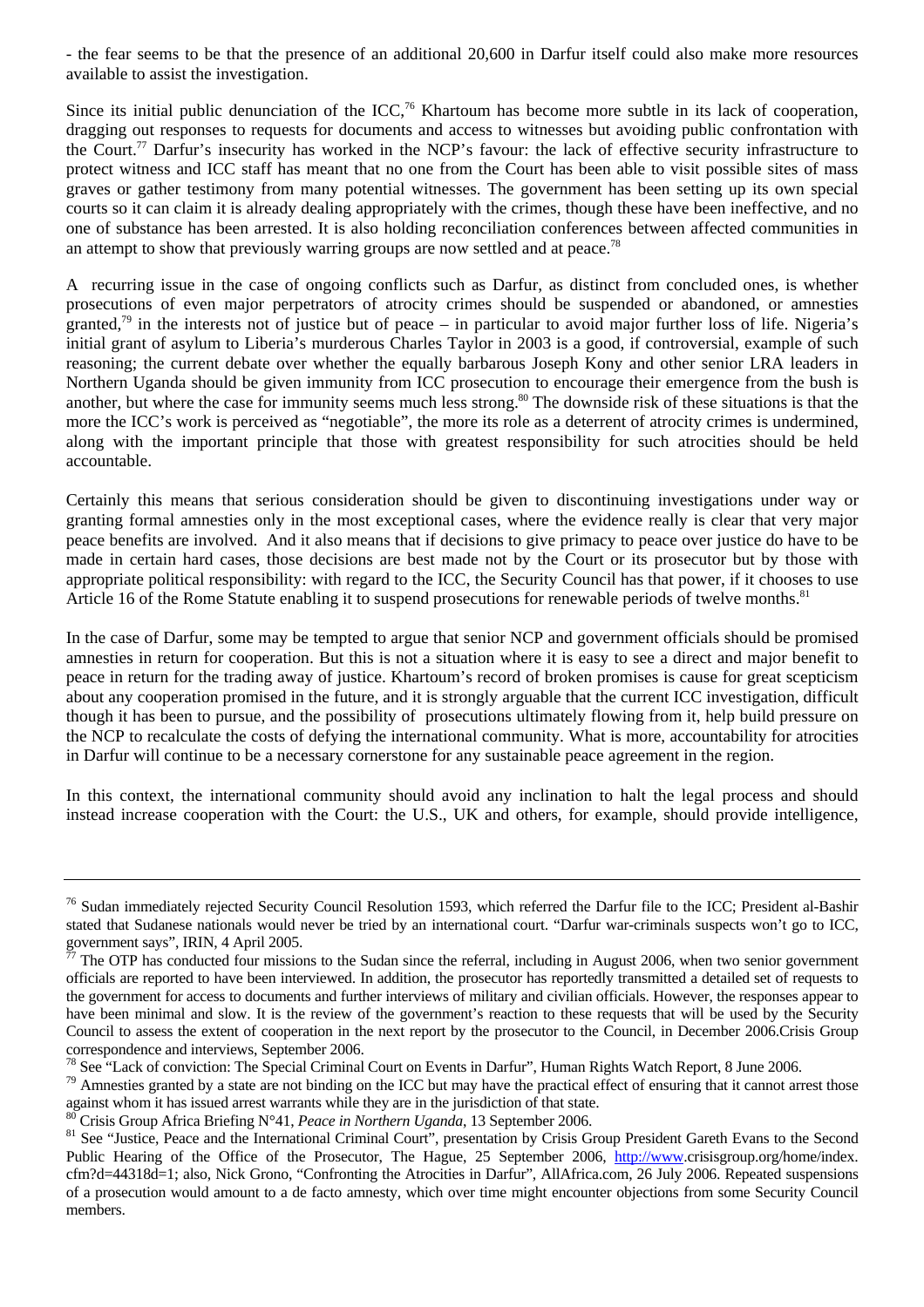- the fear seems to be that the presence of an additional 20,600 in Darfur itself could also make more resources available to assist the investigation.

Since its initial public denunciation of the ICC,[76] Khartoum has become more subtle in its lack of cooperation, dragging out responses to requests for documents and access to witnesses but avoiding public confrontation with the Court.[77] Darfur's insecurity has worked in the NCP's favour: the lack of effective security infrastructure to protect witness and ICC staff has meant that no one from the Court has been able to visit possible sites of mass graves or gather testimony from many potential witnesses. The government has been setting up its own special courts so it can claim it is already dealing appropriately with the crimes, though these have been ineffective, and no one of substance has been arrested. It is also holding reconciliation conferences between affected communities in an attempt to show that previously warring groups are now settled and at peace.[78]

A recurring issue in the case of ongoing conflicts such as Darfur, as distinct from concluded ones, is whether prosecutions of even major perpetrators of atrocity crimes should be suspended or abandoned, or amnesties granted,[79] in the interests not of justice but of peace – in particular to avoid major further loss of life. Nigeria's initial grant of asylum to Liberia's murderous Charles Taylor in 2003 is a good, if controversial, example of such reasoning; the current debate over whether the equally barbarous Joseph Kony and other senior LRA leaders in Northern Uganda should be given immunity from ICC prosecution to encourage their emergence from the bush is another, but where the case for immunity seems much less strong.[80] The downside risk of these situations is that the more the ICC's work is perceived as "negotiable", the more its role as a deterrent of atrocity crimes is undermined, along with the important principle that those with greatest responsibility for such atrocities should be held accountable.

Certainly this means that serious consideration should be given to discontinuing investigations under way or granting formal amnesties only in the most exceptional cases, where the evidence really is clear that very major peace benefits are involved. And it also means that if decisions to give primacy to peace over justice do have to be made in certain hard cases, those decisions are best made not by the Court or its prosecutor but by those with appropriate political responsibility: with regard to the ICC, the Security Council has that power, if it chooses to use Article 16 of the Rome Statute enabling it to suspend prosecutions for renewable periods of twelve months.[81]

In the case of Darfur, some may be tempted to argue that senior NCP and government officials should be promised amnesties in return for cooperation. But this is not a situation where it is easy to see a direct and major benefit to peace in return for the trading away of justice. Khartoum's record of broken promises is cause for great scepticism about any cooperation promised in the future, and it is strongly arguable that the current ICC investigation, difficult though it has been to pursue, and the possibility of prosecutions ultimately flowing from it, help build pressure on the NCP to recalculate the costs of defying the international community. What is more, accountability for atrocities in Darfur will continue to be a necessary cornerstone for any sustainable peace agreement in the region.

In this context, the international community should avoid any inclination to halt the legal process and should instead increase cooperation with the Court: the U.S., UK and others, for example, should provide intelligence,

---

[76] Sudan immediately rejected Security Council Resolution 1593, which referred the Darfur file to the ICC; President al-Bashir stated that Sudanese nationals would never be tried by an international court. "Darfur war-criminals suspects won't go to ICC, government says", IRIN, 4 April 2005.

[77] The OTP has conducted four missions to the Sudan since the referral, including in August 2006, when two senior government officials are reported to have been interviewed. In addition, the prosecutor has reportedly transmitted a detailed set of requests to the government for access to documents and further interviews of military and civilian officials. However, the responses appear to have been minimal and slow. It is the review of the government's reaction to these requests that will be used by the Security Council to assess the extent of cooperation in the next report by the prosecutor to the Council, in December 2006.Crisis Group correspondence and interviews, September 2006.

[78] See "Lack of conviction: The Special Criminal Court on Events in Darfur", Human Rights Watch Report, 8 June 2006.

[79] Amnesties granted by a state are not binding on the ICC but may have the practical effect of ensuring that it cannot arrest those against whom it has issued arrest warrants while they are in the jurisdiction of that state.

[80] Crisis Group Africa Briefing N°41, *Peace in Northern Uganda*, 13 September 2006.

[81] See "Justice, Peace and the International Criminal Court", presentation by Crisis Group President Gareth Evans to the Second Public Hearing of the Office of the Prosecutor, The Hague, 25 September 2006, http://www.crisisgroup.org/home/index.cfm?d=44318d=1; also, Nick Grono, "Confronting the Atrocities in Darfur", AllAfrica.com, 26 July 2006. Repeated suspensions of a prosecution would amount to a de facto amnesty, which over time might encounter objections from some Security Council members.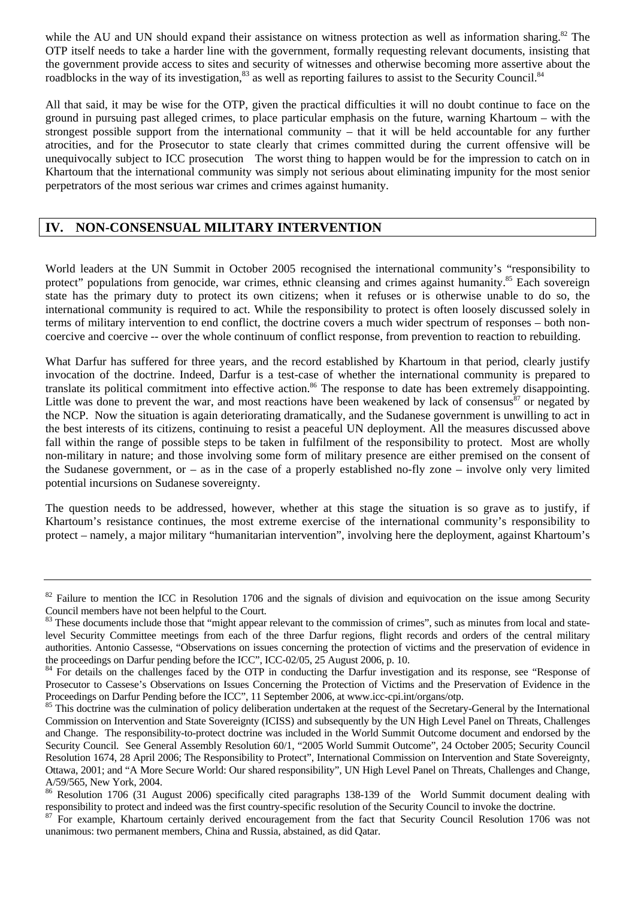while the AU and UN should expand their assistance on witness protection as well as information sharing.[82] The OTP itself needs to take a harder line with the government, formally requesting relevant documents, insisting that the government provide access to sites and security of witnesses and otherwise becoming more assertive about the roadblocks in the way of its investigation,[83] as well as reporting failures to assist to the Security Council.[84]

All that said, it may be wise for the OTP, given the practical difficulties it will no doubt continue to face on the ground in pursuing past alleged crimes, to place particular emphasis on the future, warning Khartoum – with the strongest possible support from the international community – that it will be held accountable for any further atrocities, and for the Prosecutor to state clearly that crimes committed during the current offensive will be unequivocally subject to ICC prosecution The worst thing to happen would be for the impression to catch on in Khartoum that the international community was simply not serious about eliminating impunity for the most senior perpetrators of the most serious war crimes and crimes against humanity.

## IV. NON-CONSENSUAL MILITARY INTERVENTION

World leaders at the UN Summit in October 2005 recognised the international community's "responsibility to protect" populations from genocide, war crimes, ethnic cleansing and crimes against humanity.[85] Each sovereign state has the primary duty to protect its own citizens; when it refuses or is otherwise unable to do so, the international community is required to act. While the responsibility to protect is often loosely discussed solely in terms of military intervention to end conflict, the doctrine covers a much wider spectrum of responses – both non-coercive and coercive -- over the whole continuum of conflict response, from prevention to reaction to rebuilding.

What Darfur has suffered for three years, and the record established by Khartoum in that period, clearly justify invocation of the doctrine. Indeed, Darfur is a test-case of whether the international community is prepared to translate its political commitment into effective action.[86] The response to date has been extremely disappointing. Little was done to prevent the war, and most reactions have been weakened by lack of consensus[87] or negated by the NCP. Now the situation is again deteriorating dramatically, and the Sudanese government is unwilling to act in the best interests of its citizens, continuing to resist a peaceful UN deployment. All the measures discussed above fall within the range of possible steps to be taken in fulfilment of the responsibility to protect. Most are wholly non-military in nature; and those involving some form of military presence are either premised on the consent of the Sudanese government, or – as in the case of a properly established no-fly zone – involve only very limited potential incursions on Sudanese sovereignty.

The question needs to be addressed, however, whether at this stage the situation is so grave as to justify, if Khartoum's resistance continues, the most extreme exercise of the international community's responsibility to protect – namely, a major military "humanitarian intervention", involving here the deployment, against Khartoum's

---

[82] Failure to mention the ICC in Resolution 1706 and the signals of division and equivocation on the issue among Security Council members have not been helpful to the Court.

[83] These documents include those that "might appear relevant to the commission of crimes", such as minutes from local and state-level Security Committee meetings from each of the three Darfur regions, flight records and orders of the central military authorities. Antonio Cassesse, "Observations on issues concerning the protection of victims and the preservation of evidence in the proceedings on Darfur pending before the ICC", ICC-02/05, 25 August 2006, p. 10.

[84] For details on the challenges faced by the OTP in conducting the Darfur investigation and its response, see "Response of Prosecutor to Cassese's Observations on Issues Concerning the Protection of Victims and the Preservation of Evidence in the Proceedings on Darfur Pending before the ICC", 11 September 2006, at www.icc-cpi.int/organs/otp.

[85] This doctrine was the culmination of policy deliberation undertaken at the request of the Secretary-General by the International Commission on Intervention and State Sovereignty (ICISS) and subsequently by the UN High Level Panel on Threats, Challenges and Change. The responsibility-to-protect doctrine was included in the World Summit Outcome document and endorsed by the Security Council. See General Assembly Resolution 60/1, "2005 World Summit Outcome", 24 October 2005; Security Council Resolution 1674, 28 April 2006; The Responsibility to Protect", International Commission on Intervention and State Sovereignty, Ottawa, 2001; and "A More Secure World: Our shared responsibility", UN High Level Panel on Threats, Challenges and Change, A/59/565, New York, 2004.

[86] Resolution 1706 (31 August 2006) specifically cited paragraphs 138-139 of the World Summit document dealing with responsibility to protect and indeed was the first country-specific resolution of the Security Council to invoke the doctrine.

[87] For example, Khartoum certainly derived encouragement from the fact that Security Council Resolution 1706 was not unanimous: two permanent members, China and Russia, abstained, as did Qatar.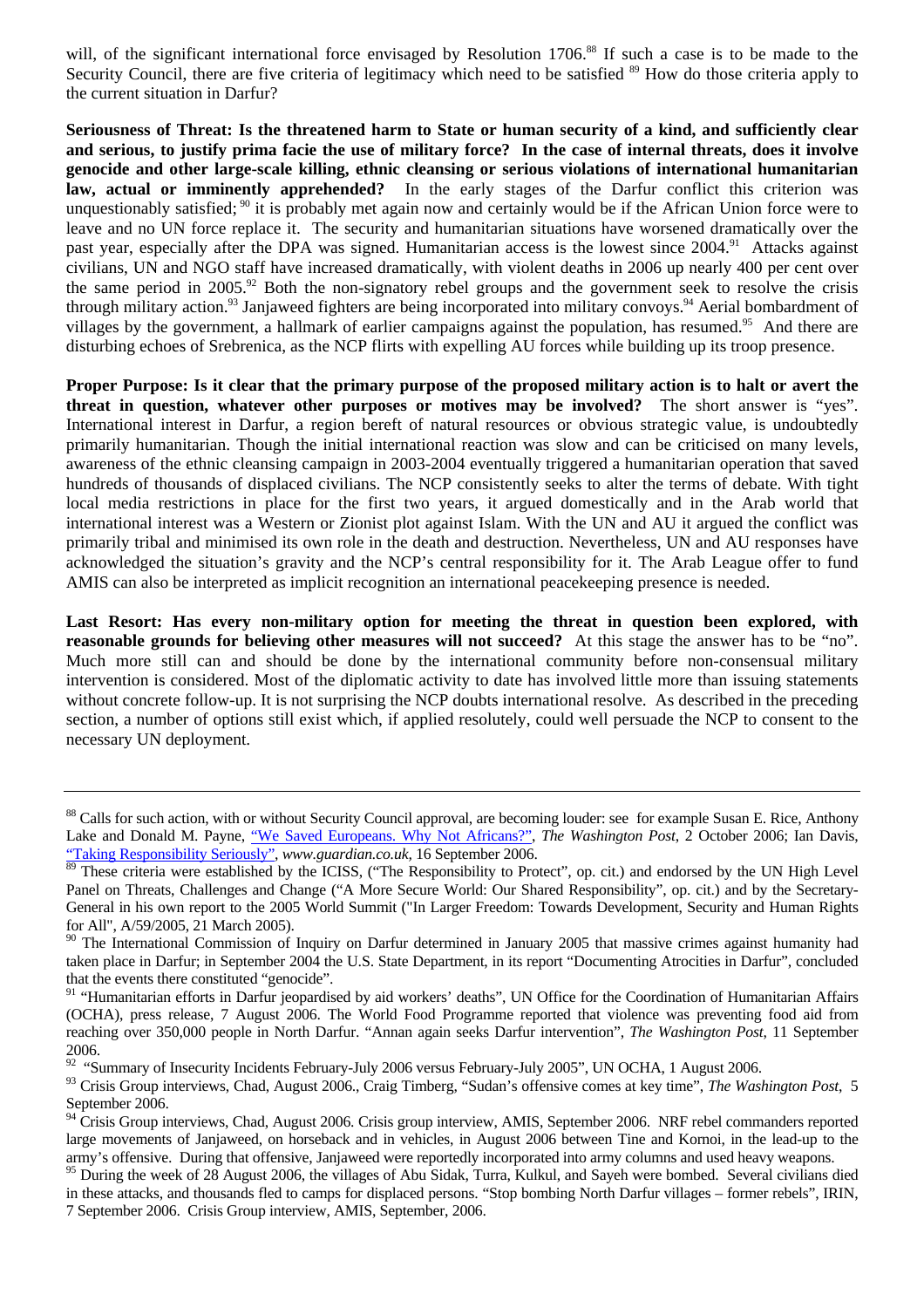will, of the significant international force envisaged by Resolution 1706.[88] If such a case is to be made to the Security Council, there are five criteria of legitimacy which need to be satisfied [89] How do those criteria apply to the current situation in Darfur?

**Seriousness of Threat: Is the threatened harm to State or human security of a kind, and sufficiently clear and serious, to justify prima facie the use of military force? In the case of internal threats, does it involve genocide and other large-scale killing, ethnic cleansing or serious violations of international humanitarian law, actual or imminently apprehended?** In the early stages of the Darfur conflict this criterion was unquestionably satisfied; [90] it is probably met again now and certainly would be if the African Union force were to leave and no UN force replace it. The security and humanitarian situations have worsened dramatically over the past year, especially after the DPA was signed. Humanitarian access is the lowest since 2004.[91] Attacks against civilians, UN and NGO staff have increased dramatically, with violent deaths in 2006 up nearly 400 per cent over the same period in 2005.[92] Both the non-signatory rebel groups and the government seek to resolve the crisis through military action.[93] Janjaweed fighters are being incorporated into military convoys.[94] Aerial bombardment of villages by the government, a hallmark of earlier campaigns against the population, has resumed.[95] And there are disturbing echoes of Srebrenica, as the NCP flirts with expelling AU forces while building up its troop presence.

**Proper Purpose: Is it clear that the primary purpose of the proposed military action is to halt or avert the threat in question, whatever other purposes or motives may be involved?** The short answer is "yes". International interest in Darfur, a region bereft of natural resources or obvious strategic value, is undoubtedly primarily humanitarian. Though the initial international reaction was slow and can be criticised on many levels, awareness of the ethnic cleansing campaign in 2003-2004 eventually triggered a humanitarian operation that saved hundreds of thousands of displaced civilians. The NCP consistently seeks to alter the terms of debate. With tight local media restrictions in place for the first two years, it argued domestically and in the Arab world that international interest was a Western or Zionist plot against Islam. With the UN and AU it argued the conflict was primarily tribal and minimised its own role in the death and destruction. Nevertheless, UN and AU responses have acknowledged the situation's gravity and the NCP's central responsibility for it. The Arab League offer to fund AMIS can also be interpreted as implicit recognition an international peacekeeping presence is needed.

**Last Resort: Has every non-military option for meeting the threat in question been explored, with reasonable grounds for believing other measures will not succeed?** At this stage the answer has to be "no". Much more still can and should be done by the international community before non-consensual military intervention is considered. Most of the diplomatic activity to date has involved little more than issuing statements without concrete follow-up. It is not surprising the NCP doubts international resolve. As described in the preceding section, a number of options still exist which, if applied resolutely, could well persuade the NCP to consent to the necessary UN deployment.

---

[88] Calls for such action, with or without Security Council approval, are becoming louder: see for example Susan E. Rice, Anthony Lake and Donald M. Payne, "We Saved Europeans. Why Not Africans?", *The Washington Post*, 2 October 2006; Ian Davis, "Taking Responsibility Seriously", *www.guardian.co.uk*, 16 September 2006.

[89] These criteria were established by the ICISS, ("The Responsibility to Protect", op. cit.) and endorsed by the UN High Level Panel on Threats, Challenges and Change ("A More Secure World: Our Shared Responsibility", op. cit.) and by the Secretary-General in his own report to the 2005 World Summit ("In Larger Freedom: Towards Development, Security and Human Rights for All", A/59/2005, 21 March 2005).

[90] The International Commission of Inquiry on Darfur determined in January 2005 that massive crimes against humanity had taken place in Darfur; in September 2004 the U.S. State Department, in its report "Documenting Atrocities in Darfur", concluded that the events there constituted "genocide".

[91] "Humanitarian efforts in Darfur jeopardised by aid workers' deaths", UN Office for the Coordination of Humanitarian Affairs (OCHA), press release, 7 August 2006. The World Food Programme reported that violence was preventing food aid from reaching over 350,000 people in North Darfur. "Annan again seeks Darfur intervention", *The Washington Post*, 11 September 2006.

[92] "Summary of Insecurity Incidents February-July 2006 versus February-July 2005", UN OCHA, 1 August 2006.

[93] Crisis Group interviews, Chad, August 2006., Craig Timberg, "Sudan's offensive comes at key time", *The Washington Post*, 5 September 2006.

[94] Crisis Group interviews, Chad, August 2006. Crisis group interview, AMIS, September 2006. NRF rebel commanders reported large movements of Janjaweed, on horseback and in vehicles, in August 2006 between Tine and Kornoi, in the lead-up to the army's offensive. During that offensive, Janjaweed were reportedly incorporated into army columns and used heavy weapons.

[95] During the week of 28 August 2006, the villages of Abu Sidak, Turra, Kulkul, and Sayeh were bombed. Several civilians died in these attacks, and thousands fled to camps for displaced persons. "Stop bombing North Darfur villages – former rebels", IRIN, 7 September 2006. Crisis Group interview, AMIS, September, 2006.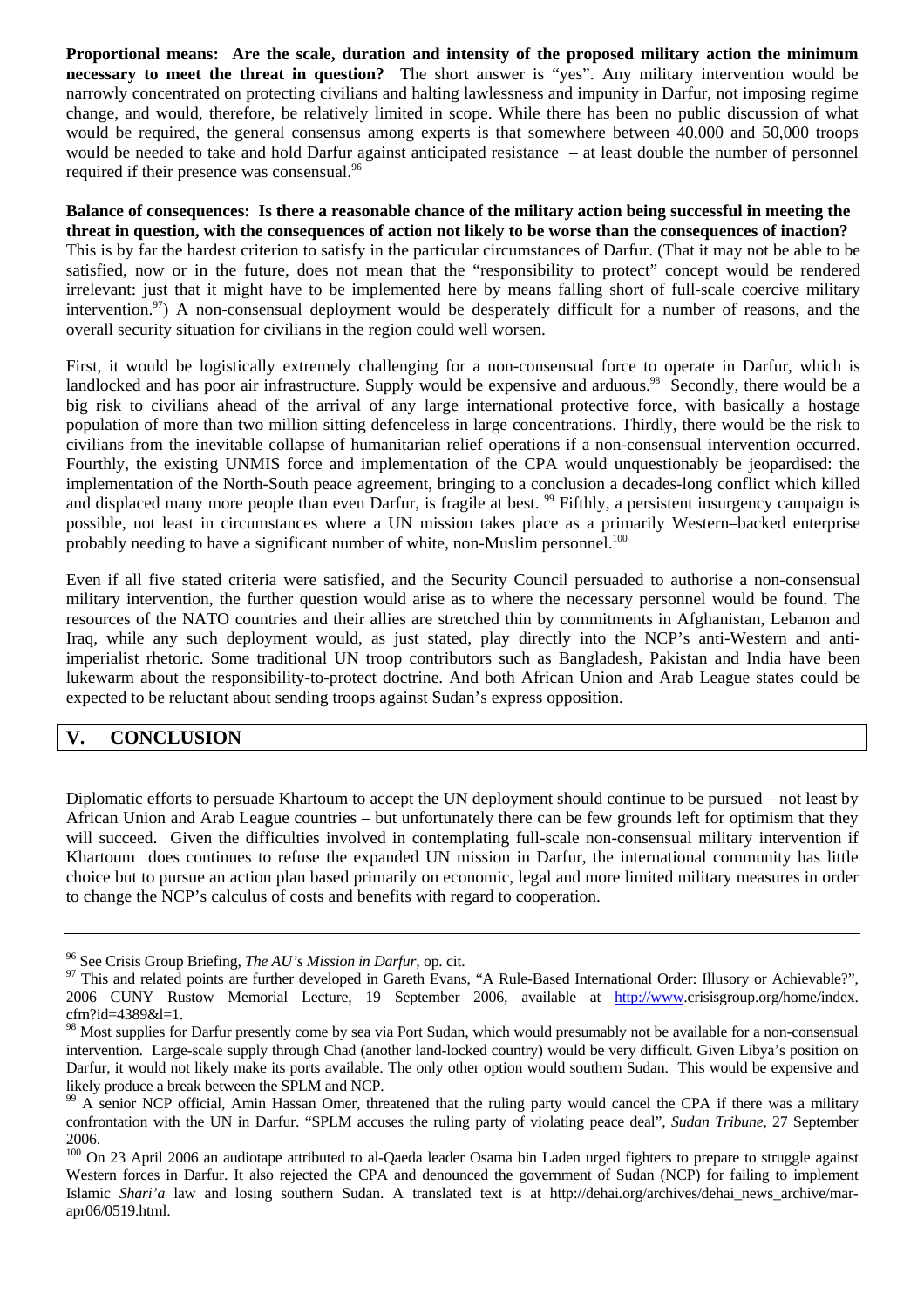**Proportional means: Are the scale, duration and intensity of the proposed military action the minimum necessary to meet the threat in question?** The short answer is "yes". Any military intervention would be narrowly concentrated on protecting civilians and halting lawlessness and impunity in Darfur, not imposing regime change, and would, therefore, be relatively limited in scope. While there has been no public discussion of what would be required, the general consensus among experts is that somewhere between 40,000 and 50,000 troops would be needed to take and hold Darfur against anticipated resistance – at least double the number of personnel required if their presence was consensual.[96]

**Balance of consequences: Is there a reasonable chance of the military action being successful in meeting the threat in question, with the consequences of action not likely to be worse than the consequences of inaction?** This is by far the hardest criterion to satisfy in the particular circumstances of Darfur. (That it may not be able to be satisfied, now or in the future, does not mean that the "responsibility to protect" concept would be rendered irrelevant: just that it might have to be implemented here by means falling short of full-scale coercive military intervention.[97]) A non-consensual deployment would be desperately difficult for a number of reasons, and the overall security situation for civilians in the region could well worsen.

First, it would be logistically extremely challenging for a non-consensual force to operate in Darfur, which is landlocked and has poor air infrastructure. Supply would be expensive and arduous.[98] Secondly, there would be a big risk to civilians ahead of the arrival of any large international protective force, with basically a hostage population of more than two million sitting defenceless in large concentrations. Thirdly, there would be the risk to civilians from the inevitable collapse of humanitarian relief operations if a non-consensual intervention occurred. Fourthly, the existing UNMIS force and implementation of the CPA would unquestionably be jeopardised: the implementation of the North-South peace agreement, bringing to a conclusion a decades-long conflict which killed and displaced many more people than even Darfur, is fragile at best.[99] Fifthly, a persistent insurgency campaign is possible, not least in circumstances where a UN mission takes place as a primarily Western–backed enterprise probably needing to have a significant number of white, non-Muslim personnel.[100]

Even if all five stated criteria were satisfied, and the Security Council persuaded to authorise a non-consensual military intervention, the further question would arise as to where the necessary personnel would be found. The resources of the NATO countries and their allies are stretched thin by commitments in Afghanistan, Lebanon and Iraq, while any such deployment would, as just stated, play directly into the NCP's anti-Western and anti-imperialist rhetoric. Some traditional UN troop contributors such as Bangladesh, Pakistan and India have been lukewarm about the responsibility-to-protect doctrine. And both African Union and Arab League states could be expected to be reluctant about sending troops against Sudan's express opposition.

## V. CONCLUSION

Diplomatic efforts to persuade Khartoum to accept the UN deployment should continue to be pursued – not least by African Union and Arab League countries – but unfortunately there can be few grounds left for optimism that they will succeed. Given the difficulties involved in contemplating full-scale non-consensual military intervention if Khartoum does continues to refuse the expanded UN mission in Darfur, the international community has little choice but to pursue an action plan based primarily on economic, legal and more limited military measures in order to change the NCP's calculus of costs and benefits with regard to cooperation.

---

[96] See Crisis Group Briefing, *The AU's Mission in Darfur*, op. cit.

[97] This and related points are further developed in Gareth Evans, "A Rule-Based International Order: Illusory or Achievable?", 2006 CUNY Rustow Memorial Lecture, 19 September 2006, available at http://www.crisisgroup.org/home/index.cfm?id=4389&l=1.

[98] Most supplies for Darfur presently come by sea via Port Sudan, which would presumably not be available for a non-consensual intervention. Large-scale supply through Chad (another land-locked country) would be very difficult. Given Libya's position on Darfur, it would not likely make its ports available. The only other option would southern Sudan. This would be expensive and likely produce a break between the SPLM and NCP.

[99] A senior NCP official, Amin Hassan Omer, threatened that the ruling party would cancel the CPA if there was a military confrontation with the UN in Darfur. "SPLM accuses the ruling party of violating peace deal", *Sudan Tribune*, 27 September 2006.

[100] On 23 April 2006 an audiotape attributed to al-Qaeda leader Osama bin Laden urged fighters to prepare to struggle against Western forces in Darfur. It also rejected the CPA and denounced the government of Sudan (NCP) for failing to implement Islamic *Shari'a* law and losing southern Sudan. A translated text is at http://dehai.org/archives/dehai_news_archive/mar-apr06/0519.html.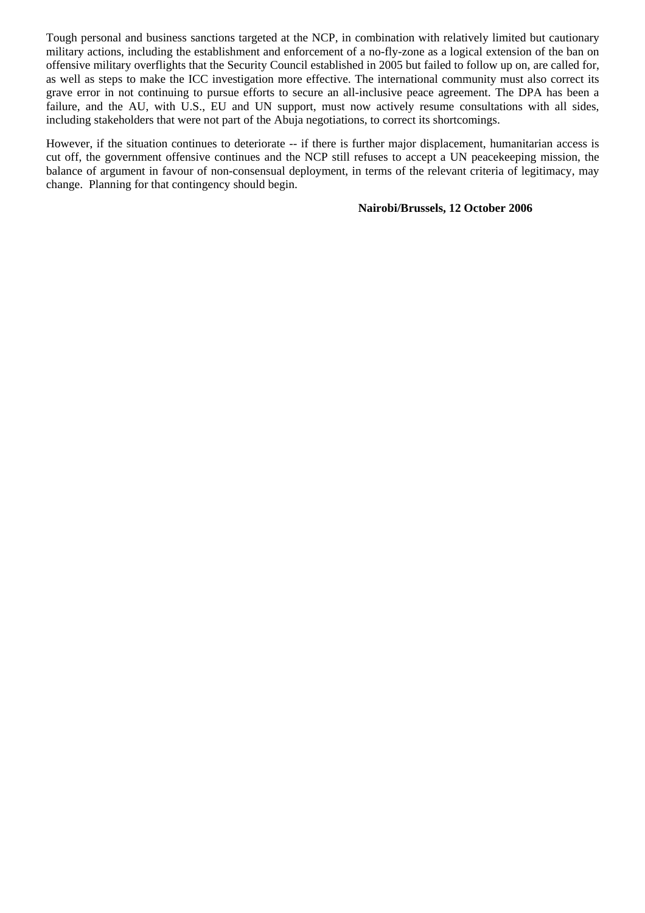Tough personal and business sanctions targeted at the NCP, in combination with relatively limited but cautionary military actions, including the establishment and enforcement of a no-fly-zone as a logical extension of the ban on offensive military overflights that the Security Council established in 2005 but failed to follow up on, are called for, as well as steps to make the ICC investigation more effective. The international community must also correct its grave error in not continuing to pursue efforts to secure an all-inclusive peace agreement. The DPA has been a failure, and the AU, with U.S., EU and UN support, must now actively resume consultations with all sides, including stakeholders that were not part of the Abuja negotiations, to correct its shortcomings.

However, if the situation continues to deteriorate -- if there is further major displacement, humanitarian access is cut off, the government offensive continues and the NCP still refuses to accept a UN peacekeeping mission, the balance of argument in favour of non-consensual deployment, in terms of the relevant criteria of legitimacy, may change. Planning for that contingency should begin.

**Nairobi/Brussels, 12 October 2006**